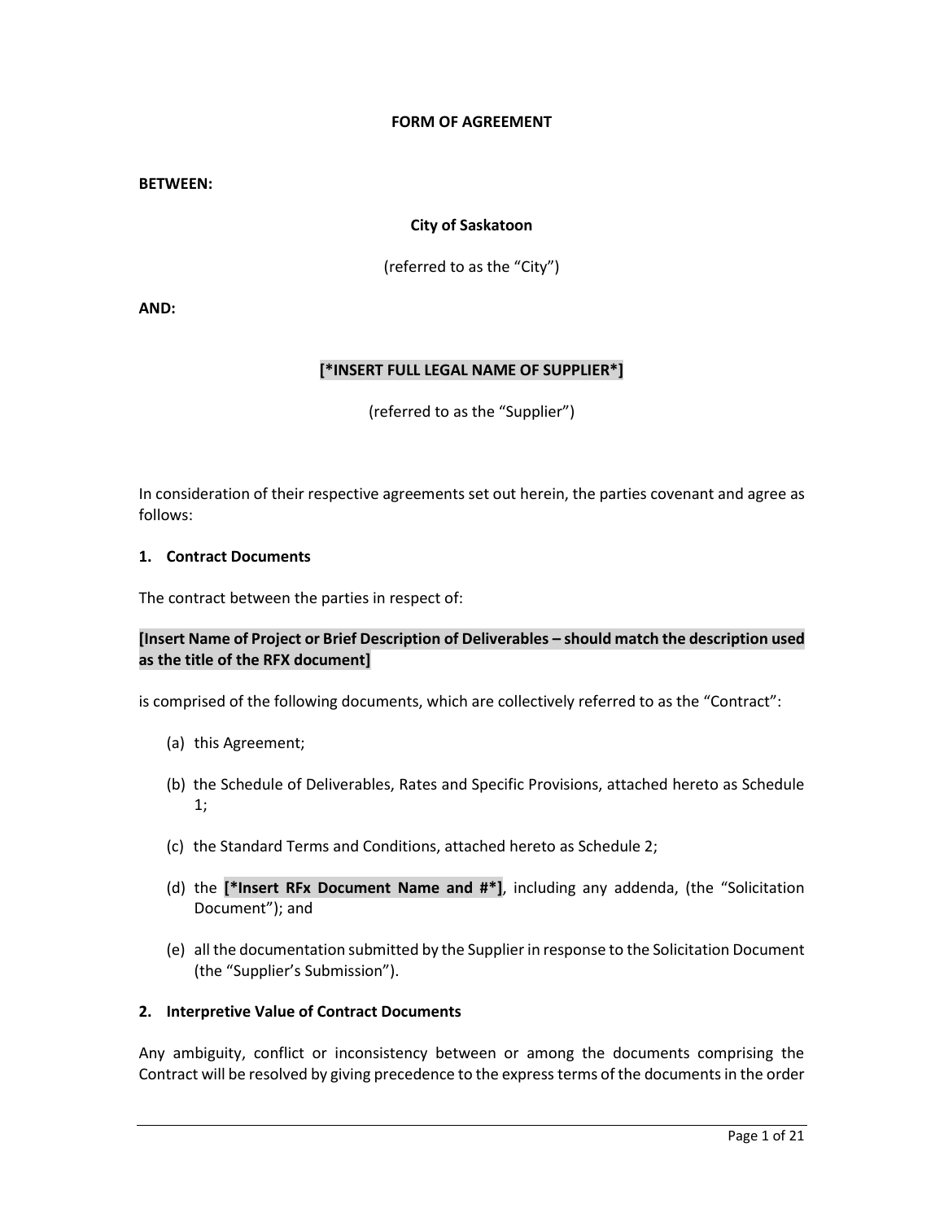**FORM OF AGREEMENT**

**BETWEEN:**

**City of Saskatoon**

(referred to as the "City")

**AND:**

**[*INSERT FULL LEGAL NAME OF SUPPLIER*]**

(referred to as the "Supplier")

In consideration of their respective agreements set out herein, the parties covenant and agree as follows:

**1. Contract Documents**

The contract between the parties in respect of:

**[Insert Name of Project or Brief Description of Deliverables – should match the description used as the title of the RFX document]**

is comprised of the following documents, which are collectively referred to as the "Contract":

(a) this Agreement;

(b) the Schedule of Deliverables, Rates and Specific Provisions, attached hereto as Schedule 1;

(c) the Standard Terms and Conditions, attached hereto as Schedule 2;

(d) the **[*Insert RFx Document Name and #*]**, including any addenda, (the "Solicitation Document"); and

(e) all the documentation submitted by the Supplier in response to the Solicitation Document (the "Supplier's Submission").

**2. Interpretive Value of Contract Documents**

Any ambiguity, conflict or inconsistency between or among the documents comprising the Contract will be resolved by giving precedence to the express terms of the documents in the order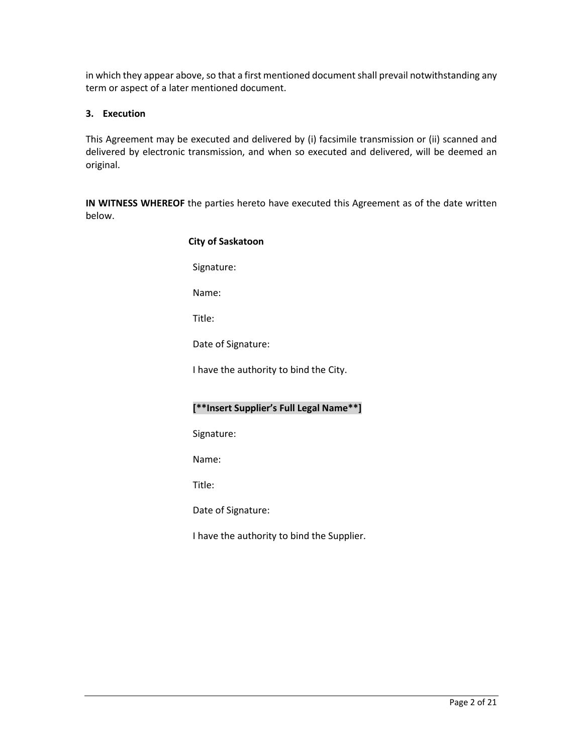in which they appear above, so that a first mentioned document shall prevail notwithstanding any term or aspect of a later mentioned document.

**3. Execution**

This Agreement may be executed and delivered by (i) facsimile transmission or (ii) scanned and delivered by electronic transmission, and when so executed and delivered, will be deemed an original.

**IN WITNESS WHEREOF** the parties hereto have executed this Agreement as of the date written below.

**City of Saskatoon**

Signature:

Name:

Title:

Date of Signature:

I have the authority to bind the City.

**[**Insert Supplier's Full Legal Name**]**

Signature:

Name:

Title:

Date of Signature:

I have the authority to bind the Supplier.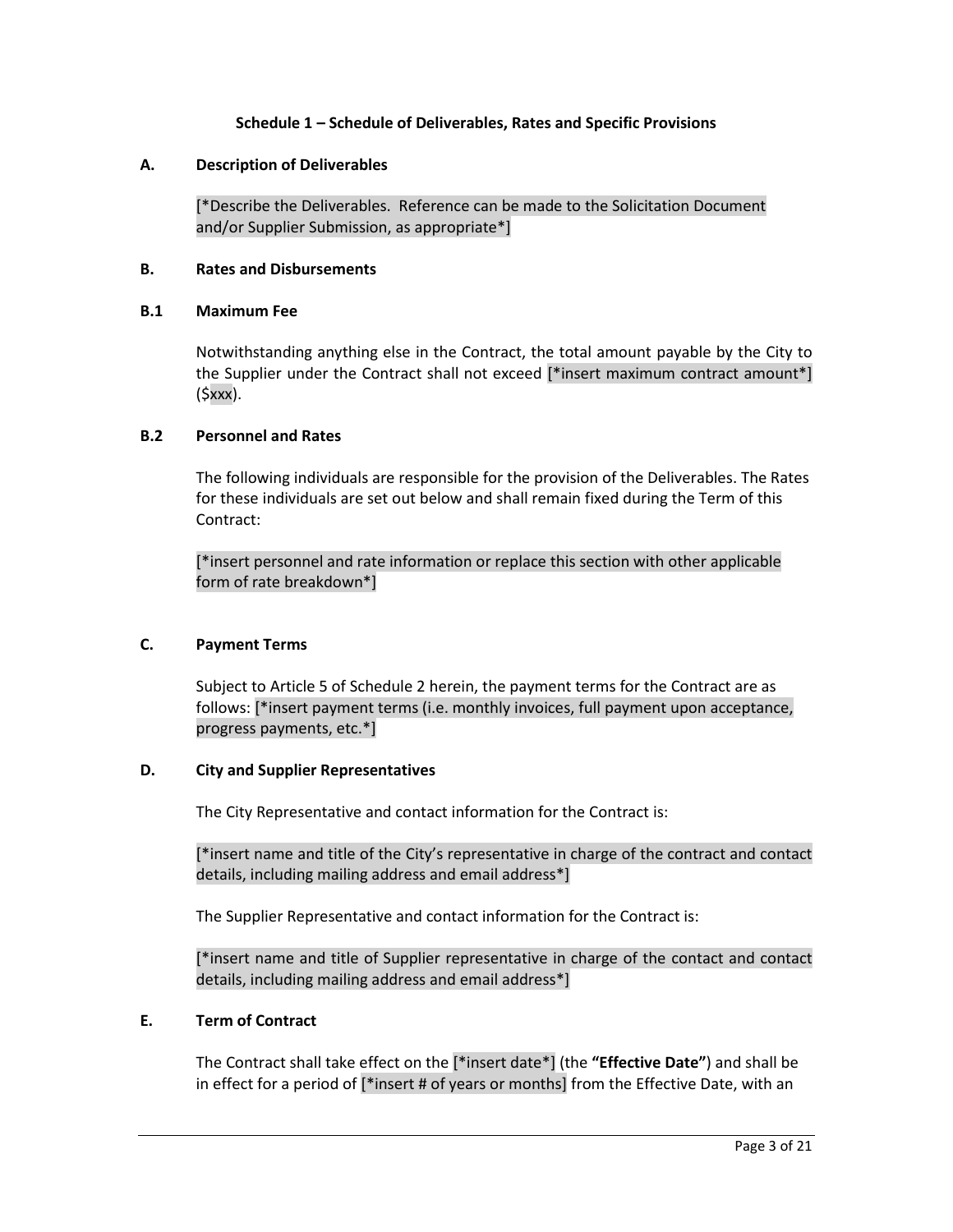### Schedule 1 – Schedule of Deliverables, Rates and Specific Provisions

#### A. Description of Deliverables

[*Describe the Deliverables. Reference can be made to the Solicitation Document and/or Supplier Submission, as appropriate*]

#### B. Rates and Disbursements

#### B.1 Maximum Fee

Notwithstanding anything else in the Contract, the total amount payable by the City to the Supplier under the Contract shall not exceed [*insert maximum contract amount*] ($xxx).

#### B.2 Personnel and Rates

The following individuals are responsible for the provision of the Deliverables. The Rates for these individuals are set out below and shall remain fixed during the Term of this Contract:

[*insert personnel and rate information or replace this section with other applicable form of rate breakdown*]

#### C. Payment Terms

Subject to Article 5 of Schedule 2 herein, the payment terms for the Contract are as follows: [*insert payment terms (i.e. monthly invoices, full payment upon acceptance, progress payments, etc.*]

#### D. City and Supplier Representatives

The City Representative and contact information for the Contract is:

[*insert name and title of the City's representative in charge of the contract and contact details, including mailing address and email address*]

The Supplier Representative and contact information for the Contract is:

[*insert name and title of Supplier representative in charge of the contact and contact details, including mailing address and email address*]

#### E. Term of Contract

The Contract shall take effect on the [*insert date*] (the **"Effective Date"**) and shall be in effect for a period of [*insert # of years or months] from the Effective Date, with an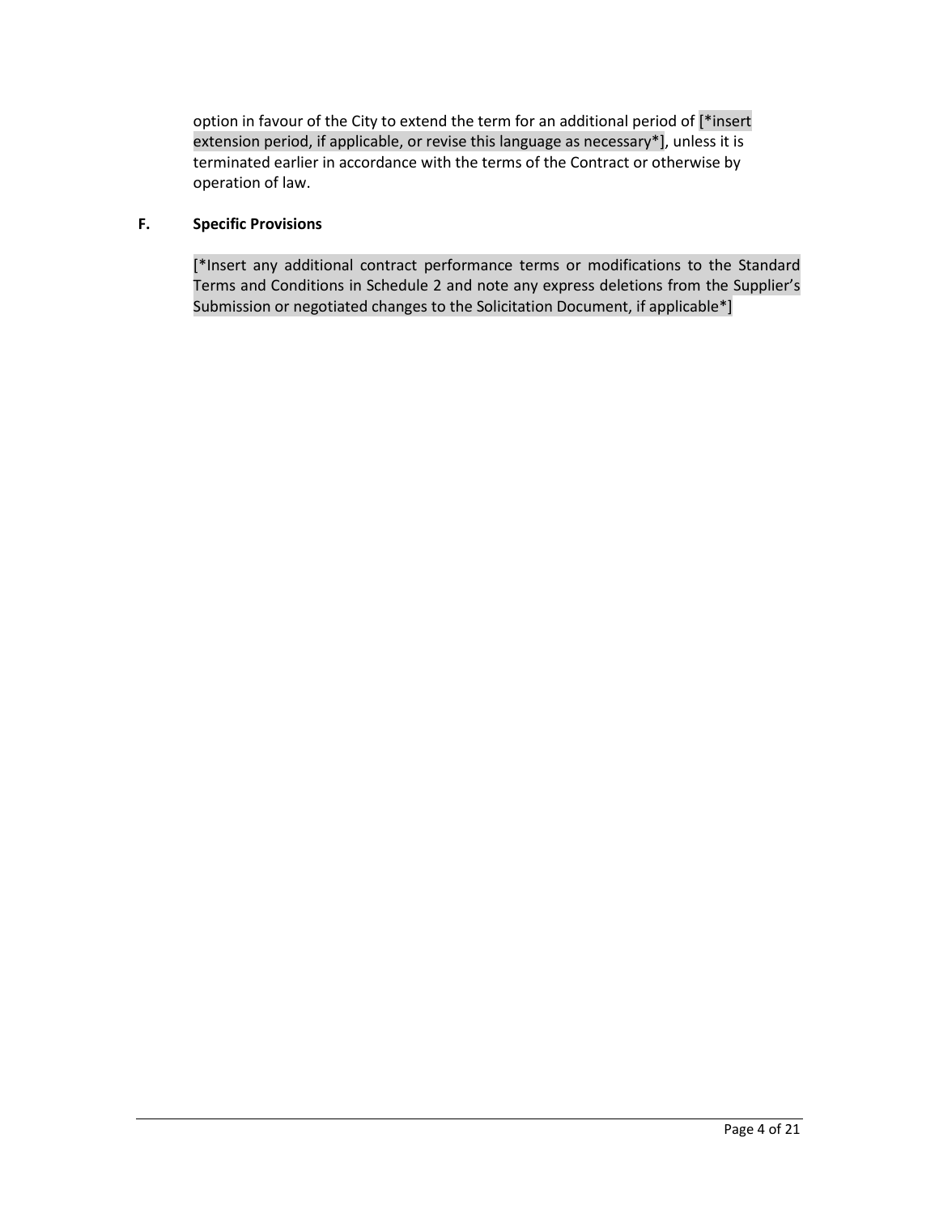option in favour of the City to extend the term for an additional period of [*insert extension period, if applicable, or revise this language as necessary*], unless it is terminated earlier in accordance with the terms of the Contract or otherwise by operation of law.

## F. Specific Provisions

[*Insert any additional contract performance terms or modifications to the Standard Terms and Conditions in Schedule 2 and note any express deletions from the Supplier's Submission or negotiated changes to the Solicitation Document, if applicable*]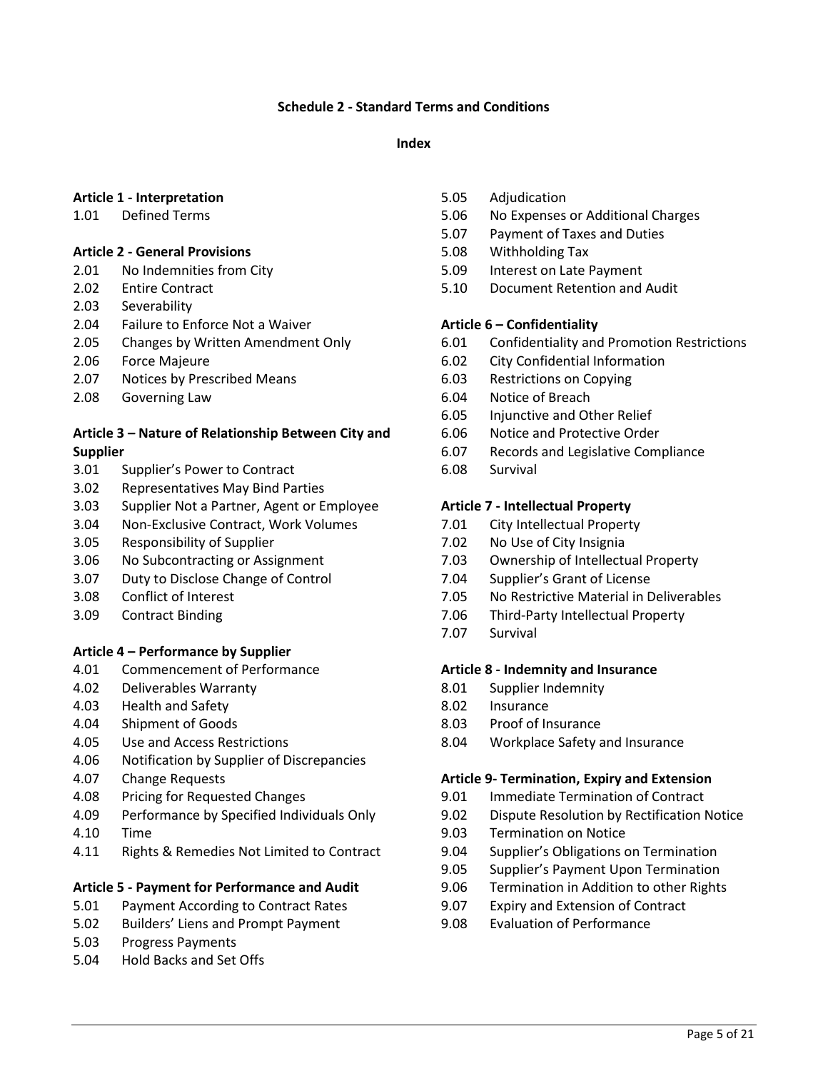# Schedule 2 - Standard Terms and Conditions

## Index

**Article 1 - Interpretation**

1.01 Defined Terms

**Article 2 - General Provisions**

2.01 No Indemnities from City
2.02 Entire Contract
2.03 Severability
2.04 Failure to Enforce Not a Waiver
2.05 Changes by Written Amendment Only
2.06 Force Majeure
2.07 Notices by Prescribed Means
2.08 Governing Law

**Article 3 – Nature of Relationship Between City and Supplier**

3.01 Supplier's Power to Contract
3.02 Representatives May Bind Parties
3.03 Supplier Not a Partner, Agent or Employee
3.04 Non-Exclusive Contract, Work Volumes
3.05 Responsibility of Supplier
3.06 No Subcontracting or Assignment
3.07 Duty to Disclose Change of Control
3.08 Conflict of Interest
3.09 Contract Binding

**Article 4 – Performance by Supplier**

4.01 Commencement of Performance
4.02 Deliverables Warranty
4.03 Health and Safety
4.04 Shipment of Goods
4.05 Use and Access Restrictions
4.06 Notification by Supplier of Discrepancies
4.07 Change Requests
4.08 Pricing for Requested Changes
4.09 Performance by Specified Individuals Only
4.10 Time
4.11 Rights & Remedies Not Limited to Contract

**Article 5 - Payment for Performance and Audit**

5.01 Payment According to Contract Rates
5.02 Builders' Liens and Prompt Payment
5.03 Progress Payments
5.04 Hold Backs and Set Offs
5.05 Adjudication
5.06 No Expenses or Additional Charges
5.07 Payment of Taxes and Duties
5.08 Withholding Tax
5.09 Interest on Late Payment
5.10 Document Retention and Audit

**Article 6 – Confidentiality**

6.01 Confidentiality and Promotion Restrictions
6.02 City Confidential Information
6.03 Restrictions on Copying
6.04 Notice of Breach
6.05 Injunctive and Other Relief
6.06 Notice and Protective Order
6.07 Records and Legislative Compliance
6.08 Survival

**Article 7 - Intellectual Property**

7.01 City Intellectual Property
7.02 No Use of City Insignia
7.03 Ownership of Intellectual Property
7.04 Supplier's Grant of License
7.05 No Restrictive Material in Deliverables
7.06 Third-Party Intellectual Property
7.07 Survival

**Article 8 - Indemnity and Insurance**

8.01 Supplier Indemnity
8.02 Insurance
8.03 Proof of Insurance
8.04 Workplace Safety and Insurance

**Article 9- Termination, Expiry and Extension**

9.01 Immediate Termination of Contract
9.02 Dispute Resolution by Rectification Notice
9.03 Termination on Notice
9.04 Supplier's Obligations on Termination
9.05 Supplier's Payment Upon Termination
9.06 Termination in Addition to other Rights
9.07 Expiry and Extension of Contract
9.08 Evaluation of Performance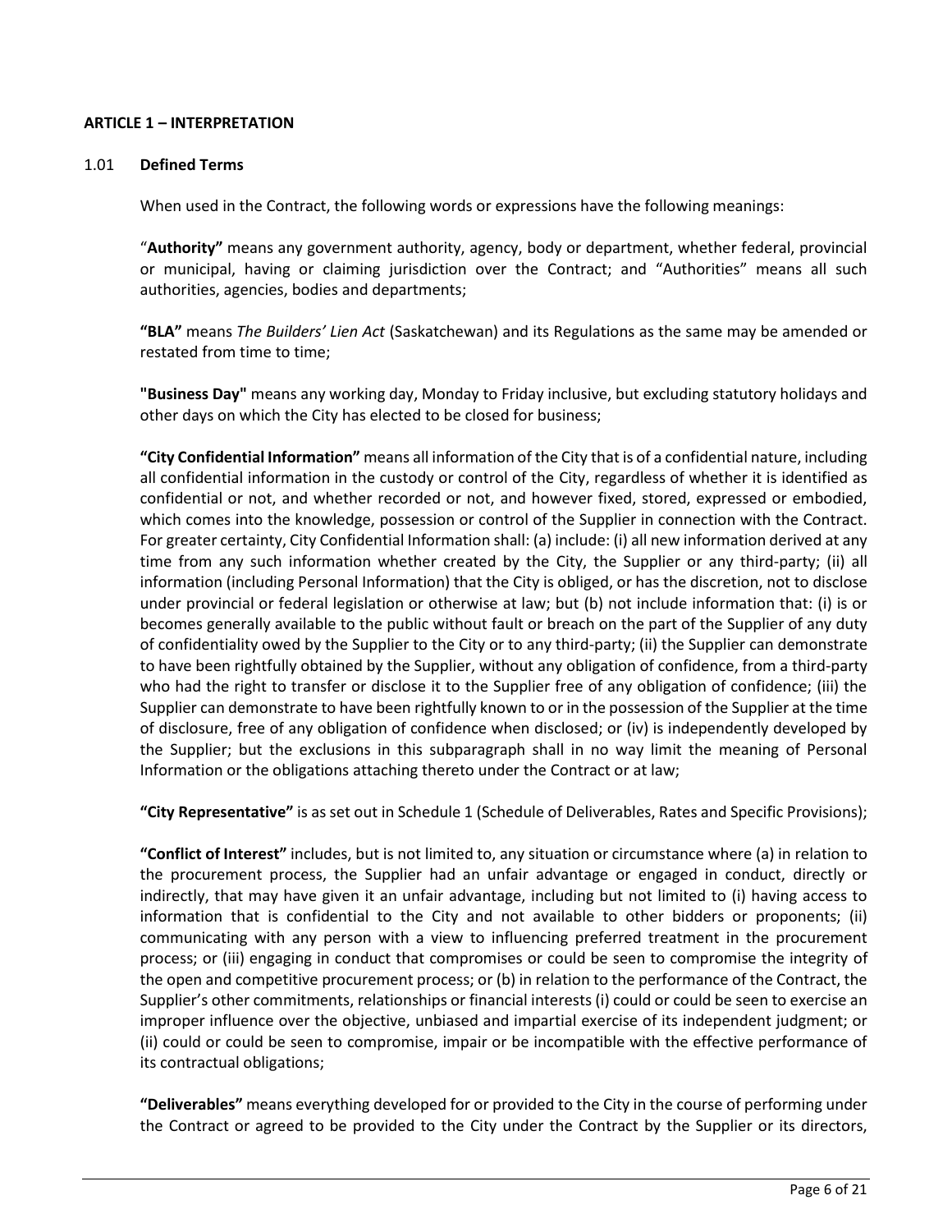## ARTICLE 1 – INTERPRETATION

### 1.01 **Defined Terms**

When used in the Contract, the following words or expressions have the following meanings:

"**Authority"** means any government authority, agency, body or department, whether federal, provincial or municipal, having or claiming jurisdiction over the Contract; and "Authorities" means all such authorities, agencies, bodies and departments;

**"BLA"** means *The Builders' Lien Act* (Saskatchewan) and its Regulations as the same may be amended or restated from time to time;

**"Business Day"** means any working day, Monday to Friday inclusive, but excluding statutory holidays and other days on which the City has elected to be closed for business;

**"City Confidential Information"** means all information of the City that is of a confidential nature, including all confidential information in the custody or control of the City, regardless of whether it is identified as confidential or not, and whether recorded or not, and however fixed, stored, expressed or embodied, which comes into the knowledge, possession or control of the Supplier in connection with the Contract. For greater certainty, City Confidential Information shall: (a) include: (i) all new information derived at any time from any such information whether created by the City, the Supplier or any third-party; (ii) all information (including Personal Information) that the City is obliged, or has the discretion, not to disclose under provincial or federal legislation or otherwise at law; but (b) not include information that: (i) is or becomes generally available to the public without fault or breach on the part of the Supplier of any duty of confidentiality owed by the Supplier to the City or to any third-party; (ii) the Supplier can demonstrate to have been rightfully obtained by the Supplier, without any obligation of confidence, from a third-party who had the right to transfer or disclose it to the Supplier free of any obligation of confidence; (iii) the Supplier can demonstrate to have been rightfully known to or in the possession of the Supplier at the time of disclosure, free of any obligation of confidence when disclosed; or (iv) is independently developed by the Supplier; but the exclusions in this subparagraph shall in no way limit the meaning of Personal Information or the obligations attaching thereto under the Contract or at law;

**"City Representative"** is as set out in Schedule 1 (Schedule of Deliverables, Rates and Specific Provisions);

**"Conflict of Interest"** includes, but is not limited to, any situation or circumstance where (a) in relation to the procurement process, the Supplier had an unfair advantage or engaged in conduct, directly or indirectly, that may have given it an unfair advantage, including but not limited to (i) having access to information that is confidential to the City and not available to other bidders or proponents; (ii) communicating with any person with a view to influencing preferred treatment in the procurement process; or (iii) engaging in conduct that compromises or could be seen to compromise the integrity of the open and competitive procurement process; or (b) in relation to the performance of the Contract, the Supplier's other commitments, relationships or financial interests (i) could or could be seen to exercise an improper influence over the objective, unbiased and impartial exercise of its independent judgment; or (ii) could or could be seen to compromise, impair or be incompatible with the effective performance of its contractual obligations;

**"Deliverables"** means everything developed for or provided to the City in the course of performing under the Contract or agreed to be provided to the City under the Contract by the Supplier or its directors,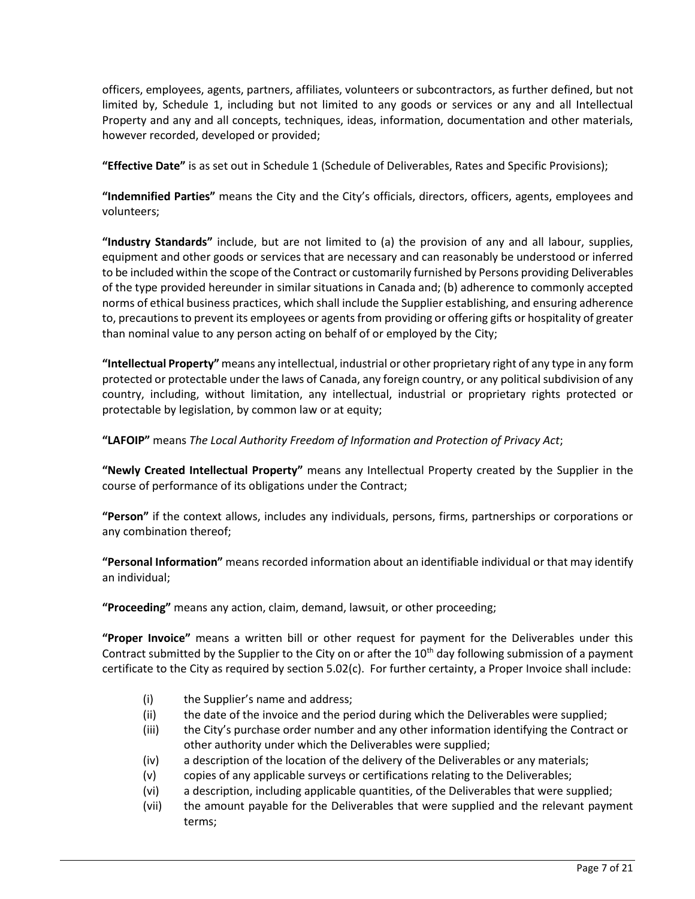officers, employees, agents, partners, affiliates, volunteers or subcontractors, as further defined, but not limited by, Schedule 1, including but not limited to any goods or services or any and all Intellectual Property and any and all concepts, techniques, ideas, information, documentation and other materials, however recorded, developed or provided;

**"Effective Date"** is as set out in Schedule 1 (Schedule of Deliverables, Rates and Specific Provisions);

**"Indemnified Parties"** means the City and the City's officials, directors, officers, agents, employees and volunteers;

**"Industry Standards"** include, but are not limited to (a) the provision of any and all labour, supplies, equipment and other goods or services that are necessary and can reasonably be understood or inferred to be included within the scope of the Contract or customarily furnished by Persons providing Deliverables of the type provided hereunder in similar situations in Canada and; (b) adherence to commonly accepted norms of ethical business practices, which shall include the Supplier establishing, and ensuring adherence to, precautions to prevent its employees or agents from providing or offering gifts or hospitality of greater than nominal value to any person acting on behalf of or employed by the City;

**"Intellectual Property"** means any intellectual, industrial or other proprietary right of any type in any form protected or protectable under the laws of Canada, any foreign country, or any political subdivision of any country, including, without limitation, any intellectual, industrial or proprietary rights protected or protectable by legislation, by common law or at equity;

**"LAFOIP"** means *The Local Authority Freedom of Information and Protection of Privacy Act*;

**"Newly Created Intellectual Property"** means any Intellectual Property created by the Supplier in the course of performance of its obligations under the Contract;

**"Person"** if the context allows, includes any individuals, persons, firms, partnerships or corporations or any combination thereof;

**"Personal Information"** means recorded information about an identifiable individual or that may identify an individual;

**"Proceeding"** means any action, claim, demand, lawsuit, or other proceeding;

**"Proper Invoice"** means a written bill or other request for payment for the Deliverables under this Contract submitted by the Supplier to the City on or after the 10th day following submission of a payment certificate to the City as required by section 5.02(c). For further certainty, a Proper Invoice shall include:

(i) the Supplier's name and address;

(ii) the date of the invoice and the period during which the Deliverables were supplied;

(iii) the City's purchase order number and any other information identifying the Contract or other authority under which the Deliverables were supplied;

(iv) a description of the location of the delivery of the Deliverables or any materials;

(v) copies of any applicable surveys or certifications relating to the Deliverables;

(vi) a description, including applicable quantities, of the Deliverables that were supplied;

(vii) the amount payable for the Deliverables that were supplied and the relevant payment terms;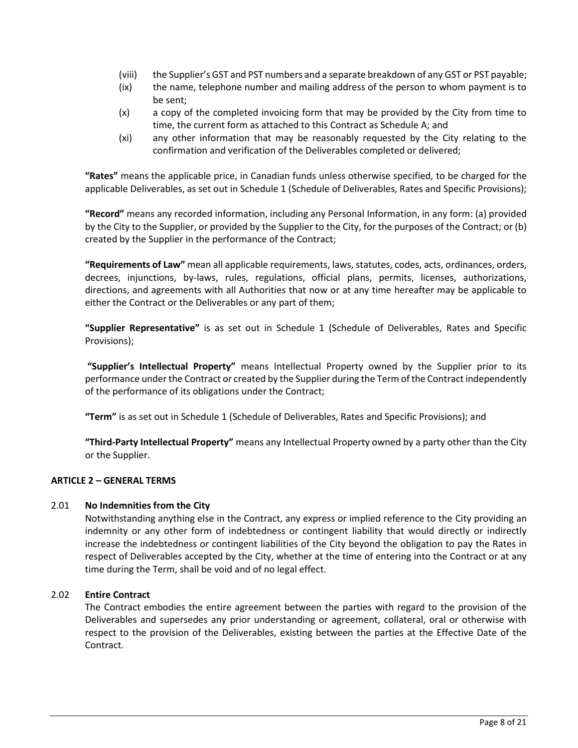(viii) the Supplier's GST and PST numbers and a separate breakdown of any GST or PST payable;

(ix) the name, telephone number and mailing address of the person to whom payment is to be sent;

(x) a copy of the completed invoicing form that may be provided by the City from time to time, the current form as attached to this Contract as Schedule A; and

(xi) any other information that may be reasonably requested by the City relating to the confirmation and verification of the Deliverables completed or delivered;

**"Rates"** means the applicable price, in Canadian funds unless otherwise specified, to be charged for the applicable Deliverables, as set out in Schedule 1 (Schedule of Deliverables, Rates and Specific Provisions);

**"Record"** means any recorded information, including any Personal Information, in any form: (a) provided by the City to the Supplier, or provided by the Supplier to the City, for the purposes of the Contract; or (b) created by the Supplier in the performance of the Contract;

**"Requirements of Law"** mean all applicable requirements, laws, statutes, codes, acts, ordinances, orders, decrees, injunctions, by-laws, rules, regulations, official plans, permits, licenses, authorizations, directions, and agreements with all Authorities that now or at any time hereafter may be applicable to either the Contract or the Deliverables or any part of them;

**"Supplier Representative"** is as set out in Schedule 1 (Schedule of Deliverables, Rates and Specific Provisions);

**"Supplier's Intellectual Property"** means Intellectual Property owned by the Supplier prior to its performance under the Contract or created by the Supplier during the Term of the Contract independently of the performance of its obligations under the Contract;

**"Term"** is as set out in Schedule 1 (Schedule of Deliverables, Rates and Specific Provisions); and

**"Third-Party Intellectual Property"** means any Intellectual Property owned by a party other than the City or the Supplier.

## ARTICLE 2 – GENERAL TERMS

### 2.01 No Indemnities from the City

Notwithstanding anything else in the Contract, any express or implied reference to the City providing an indemnity or any other form of indebtedness or contingent liability that would directly or indirectly increase the indebtedness or contingent liabilities of the City beyond the obligation to pay the Rates in respect of Deliverables accepted by the City, whether at the time of entering into the Contract or at any time during the Term, shall be void and of no legal effect.

### 2.02 Entire Contract

The Contract embodies the entire agreement between the parties with regard to the provision of the Deliverables and supersedes any prior understanding or agreement, collateral, oral or otherwise with respect to the provision of the Deliverables, existing between the parties at the Effective Date of the Contract.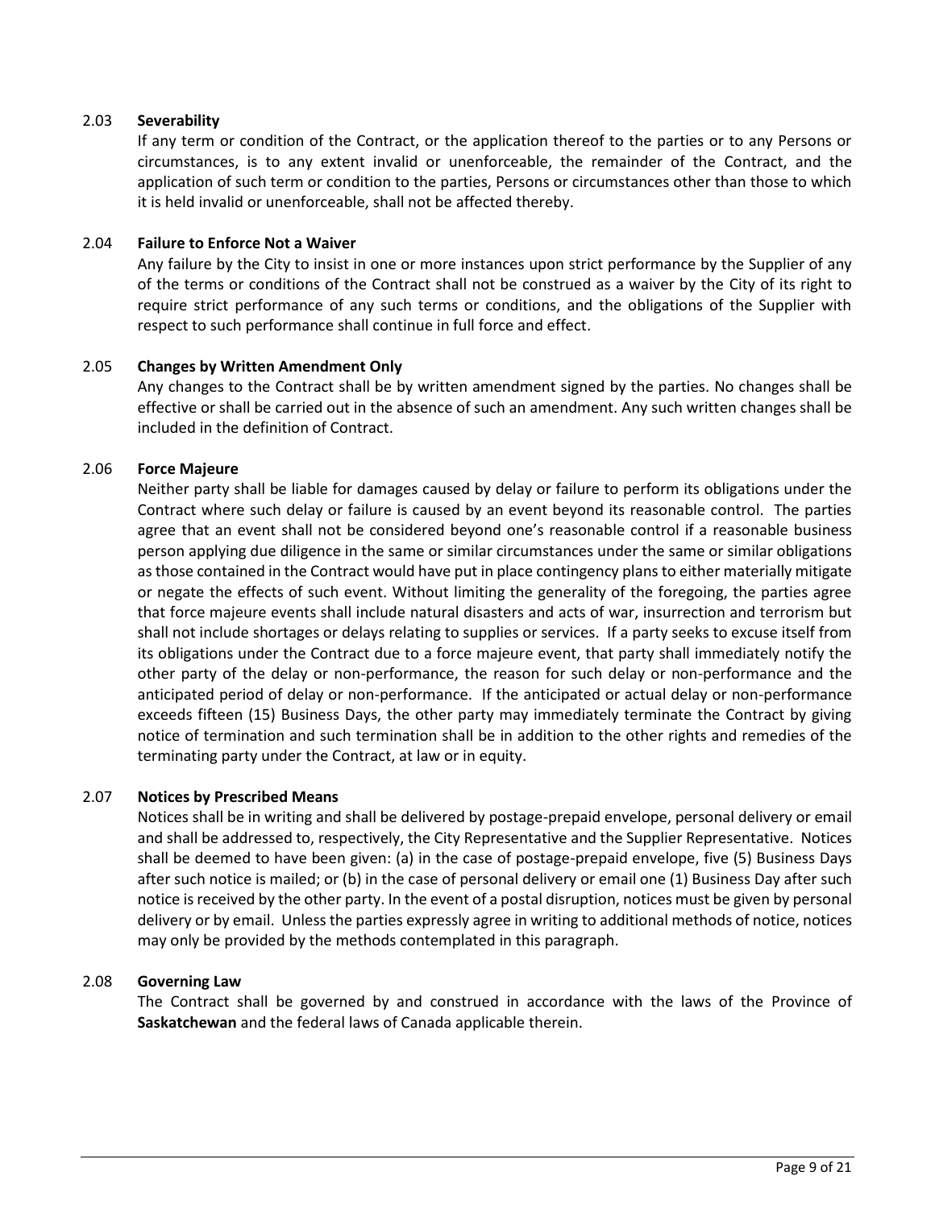### 2.03 **Severability**

If any term or condition of the Contract, or the application thereof to the parties or to any Persons or circumstances, is to any extent invalid or unenforceable, the remainder of the Contract, and the application of such term or condition to the parties, Persons or circumstances other than those to which it is held invalid or unenforceable, shall not be affected thereby.

### 2.04 **Failure to Enforce Not a Waiver**

Any failure by the City to insist in one or more instances upon strict performance by the Supplier of any of the terms or conditions of the Contract shall not be construed as a waiver by the City of its right to require strict performance of any such terms or conditions, and the obligations of the Supplier with respect to such performance shall continue in full force and effect.

### 2.05 **Changes by Written Amendment Only**

Any changes to the Contract shall be by written amendment signed by the parties. No changes shall be effective or shall be carried out in the absence of such an amendment. Any such written changes shall be included in the definition of Contract.

### 2.06 **Force Majeure**

Neither party shall be liable for damages caused by delay or failure to perform its obligations under the Contract where such delay or failure is caused by an event beyond its reasonable control. The parties agree that an event shall not be considered beyond one's reasonable control if a reasonable business person applying due diligence in the same or similar circumstances under the same or similar obligations as those contained in the Contract would have put in place contingency plans to either materially mitigate or negate the effects of such event. Without limiting the generality of the foregoing, the parties agree that force majeure events shall include natural disasters and acts of war, insurrection and terrorism but shall not include shortages or delays relating to supplies or services. If a party seeks to excuse itself from its obligations under the Contract due to a force majeure event, that party shall immediately notify the other party of the delay or non-performance, the reason for such delay or non-performance and the anticipated period of delay or non-performance. If the anticipated or actual delay or non-performance exceeds fifteen (15) Business Days, the other party may immediately terminate the Contract by giving notice of termination and such termination shall be in addition to the other rights and remedies of the terminating party under the Contract, at law or in equity.

### 2.07 **Notices by Prescribed Means**

Notices shall be in writing and shall be delivered by postage-prepaid envelope, personal delivery or email and shall be addressed to, respectively, the City Representative and the Supplier Representative. Notices shall be deemed to have been given: (a) in the case of postage-prepaid envelope, five (5) Business Days after such notice is mailed; or (b) in the case of personal delivery or email one (1) Business Day after such notice is received by the other party. In the event of a postal disruption, notices must be given by personal delivery or by email. Unless the parties expressly agree in writing to additional methods of notice, notices may only be provided by the methods contemplated in this paragraph.

### 2.08 **Governing Law**

The Contract shall be governed by and construed in accordance with the laws of the Province of **Saskatchewan** and the federal laws of Canada applicable therein.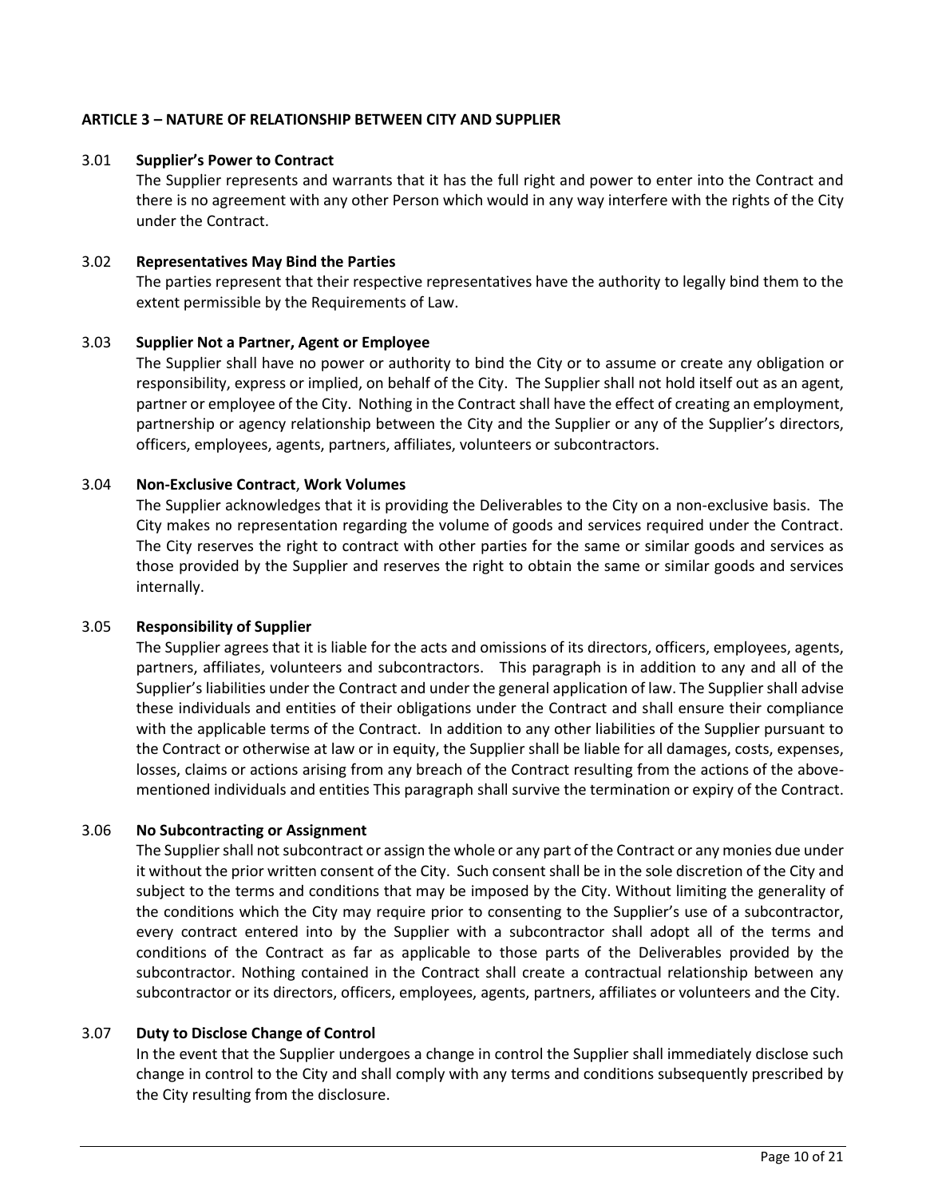**ARTICLE 3 – NATURE OF RELATIONSHIP BETWEEN CITY AND SUPPLIER**

3.01 **Supplier's Power to Contract**

The Supplier represents and warrants that it has the full right and power to enter into the Contract and there is no agreement with any other Person which would in any way interfere with the rights of the City under the Contract.

3.02 **Representatives May Bind the Parties**

The parties represent that their respective representatives have the authority to legally bind them to the extent permissible by the Requirements of Law.

3.03 **Supplier Not a Partner, Agent or Employee**

The Supplier shall have no power or authority to bind the City or to assume or create any obligation or responsibility, express or implied, on behalf of the City. The Supplier shall not hold itself out as an agent, partner or employee of the City. Nothing in the Contract shall have the effect of creating an employment, partnership or agency relationship between the City and the Supplier or any of the Supplier's directors, officers, employees, agents, partners, affiliates, volunteers or subcontractors.

3.04 **Non-Exclusive Contract**, **Work Volumes**

The Supplier acknowledges that it is providing the Deliverables to the City on a non-exclusive basis. The City makes no representation regarding the volume of goods and services required under the Contract. The City reserves the right to contract with other parties for the same or similar goods and services as those provided by the Supplier and reserves the right to obtain the same or similar goods and services internally.

3.05 **Responsibility of Supplier**

The Supplier agrees that it is liable for the acts and omissions of its directors, officers, employees, agents, partners, affiliates, volunteers and subcontractors. This paragraph is in addition to any and all of the Supplier's liabilities under the Contract and under the general application of law. The Supplier shall advise these individuals and entities of their obligations under the Contract and shall ensure their compliance with the applicable terms of the Contract. In addition to any other liabilities of the Supplier pursuant to the Contract or otherwise at law or in equity, the Supplier shall be liable for all damages, costs, expenses, losses, claims or actions arising from any breach of the Contract resulting from the actions of the above-mentioned individuals and entities This paragraph shall survive the termination or expiry of the Contract.

3.06 **No Subcontracting or Assignment**

The Supplier shall not subcontract or assign the whole or any part of the Contract or any monies due under it without the prior written consent of the City. Such consent shall be in the sole discretion of the City and subject to the terms and conditions that may be imposed by the City. Without limiting the generality of the conditions which the City may require prior to consenting to the Supplier's use of a subcontractor, every contract entered into by the Supplier with a subcontractor shall adopt all of the terms and conditions of the Contract as far as applicable to those parts of the Deliverables provided by the subcontractor. Nothing contained in the Contract shall create a contractual relationship between any subcontractor or its directors, officers, employees, agents, partners, affiliates or volunteers and the City.

3.07 **Duty to Disclose Change of Control**

In the event that the Supplier undergoes a change in control the Supplier shall immediately disclose such change in control to the City and shall comply with any terms and conditions subsequently prescribed by the City resulting from the disclosure.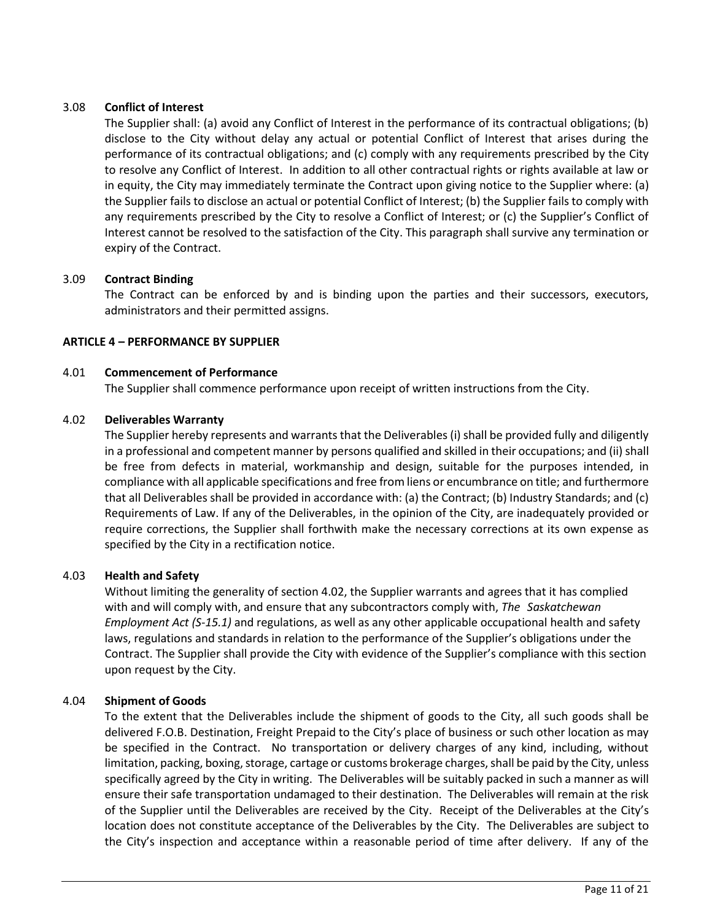### 3.08 **Conflict of Interest**

The Supplier shall: (a) avoid any Conflict of Interest in the performance of its contractual obligations; (b) disclose to the City without delay any actual or potential Conflict of Interest that arises during the performance of its contractual obligations; and (c) comply with any requirements prescribed by the City to resolve any Conflict of Interest. In addition to all other contractual rights or rights available at law or in equity, the City may immediately terminate the Contract upon giving notice to the Supplier where: (a) the Supplier fails to disclose an actual or potential Conflict of Interest; (b) the Supplier fails to comply with any requirements prescribed by the City to resolve a Conflict of Interest; or (c) the Supplier's Conflict of Interest cannot be resolved to the satisfaction of the City. This paragraph shall survive any termination or expiry of the Contract.

### 3.09 **Contract Binding**

The Contract can be enforced by and is binding upon the parties and their successors, executors, administrators and their permitted assigns.

## ARTICLE 4 – PERFORMANCE BY SUPPLIER

### 4.01 **Commencement of Performance**

The Supplier shall commence performance upon receipt of written instructions from the City.

### 4.02 **Deliverables Warranty**

The Supplier hereby represents and warrants that the Deliverables (i) shall be provided fully and diligently in a professional and competent manner by persons qualified and skilled in their occupations; and (ii) shall be free from defects in material, workmanship and design, suitable for the purposes intended, in compliance with all applicable specifications and free from liens or encumbrance on title; and furthermore that all Deliverables shall be provided in accordance with: (a) the Contract; (b) Industry Standards; and (c) Requirements of Law. If any of the Deliverables, in the opinion of the City, are inadequately provided or require corrections, the Supplier shall forthwith make the necessary corrections at its own expense as specified by the City in a rectification notice.

### 4.03 **Health and Safety**

Without limiting the generality of section 4.02, the Supplier warrants and agrees that it has complied with and will comply with, and ensure that any subcontractors comply with, *The Saskatchewan Employment Act (S-15.1)* and regulations, as well as any other applicable occupational health and safety laws, regulations and standards in relation to the performance of the Supplier's obligations under the Contract. The Supplier shall provide the City with evidence of the Supplier's compliance with this section upon request by the City.

### 4.04 **Shipment of Goods**

To the extent that the Deliverables include the shipment of goods to the City, all such goods shall be delivered F.O.B. Destination, Freight Prepaid to the City's place of business or such other location as may be specified in the Contract. No transportation or delivery charges of any kind, including, without limitation, packing, boxing, storage, cartage or customs brokerage charges, shall be paid by the City, unless specifically agreed by the City in writing. The Deliverables will be suitably packed in such a manner as will ensure their safe transportation undamaged to their destination. The Deliverables will remain at the risk of the Supplier until the Deliverables are received by the City. Receipt of the Deliverables at the City's location does not constitute acceptance of the Deliverables by the City. The Deliverables are subject to the City's inspection and acceptance within a reasonable period of time after delivery. If any of the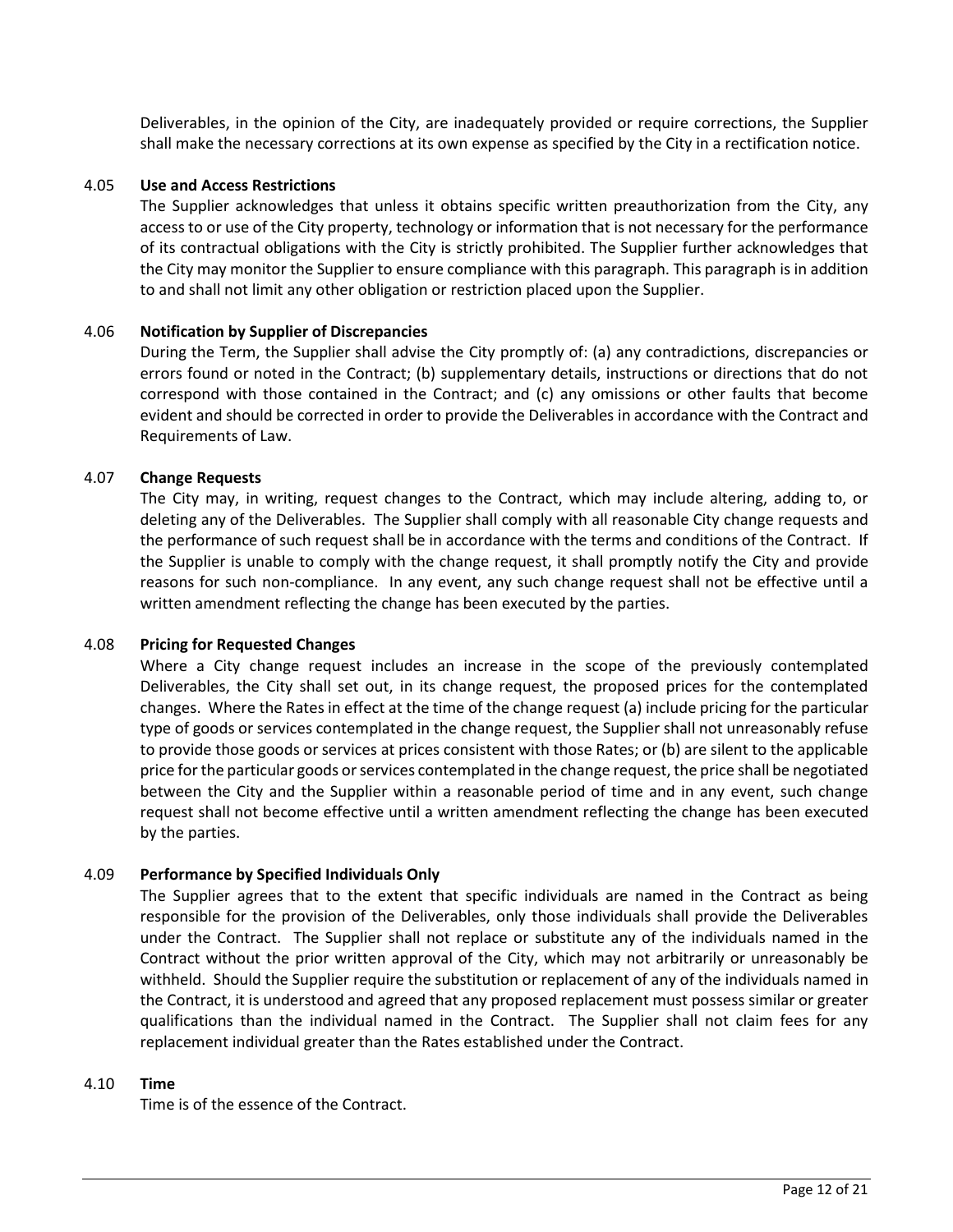Deliverables, in the opinion of the City, are inadequately provided or require corrections, the Supplier shall make the necessary corrections at its own expense as specified by the City in a rectification notice.

### 4.05 Use and Access Restrictions

The Supplier acknowledges that unless it obtains specific written preauthorization from the City, any access to or use of the City property, technology or information that is not necessary for the performance of its contractual obligations with the City is strictly prohibited. The Supplier further acknowledges that the City may monitor the Supplier to ensure compliance with this paragraph. This paragraph is in addition to and shall not limit any other obligation or restriction placed upon the Supplier.

### 4.06 Notification by Supplier of Discrepancies

During the Term, the Supplier shall advise the City promptly of: (a) any contradictions, discrepancies or errors found or noted in the Contract; (b) supplementary details, instructions or directions that do not correspond with those contained in the Contract; and (c) any omissions or other faults that become evident and should be corrected in order to provide the Deliverables in accordance with the Contract and Requirements of Law.

### 4.07 Change Requests

The City may, in writing, request changes to the Contract, which may include altering, adding to, or deleting any of the Deliverables. The Supplier shall comply with all reasonable City change requests and the performance of such request shall be in accordance with the terms and conditions of the Contract. If the Supplier is unable to comply with the change request, it shall promptly notify the City and provide reasons for such non-compliance. In any event, any such change request shall not be effective until a written amendment reflecting the change has been executed by the parties.

### 4.08 Pricing for Requested Changes

Where a City change request includes an increase in the scope of the previously contemplated Deliverables, the City shall set out, in its change request, the proposed prices for the contemplated changes. Where the Rates in effect at the time of the change request (a) include pricing for the particular type of goods or services contemplated in the change request, the Supplier shall not unreasonably refuse to provide those goods or services at prices consistent with those Rates; or (b) are silent to the applicable price for the particular goods or services contemplated in the change request, the price shall be negotiated between the City and the Supplier within a reasonable period of time and in any event, such change request shall not become effective until a written amendment reflecting the change has been executed by the parties.

### 4.09 Performance by Specified Individuals Only

The Supplier agrees that to the extent that specific individuals are named in the Contract as being responsible for the provision of the Deliverables, only those individuals shall provide the Deliverables under the Contract. The Supplier shall not replace or substitute any of the individuals named in the Contract without the prior written approval of the City, which may not arbitrarily or unreasonably be withheld. Should the Supplier require the substitution or replacement of any of the individuals named in the Contract, it is understood and agreed that any proposed replacement must possess similar or greater qualifications than the individual named in the Contract. The Supplier shall not claim fees for any replacement individual greater than the Rates established under the Contract.

### 4.10 Time

Time is of the essence of the Contract.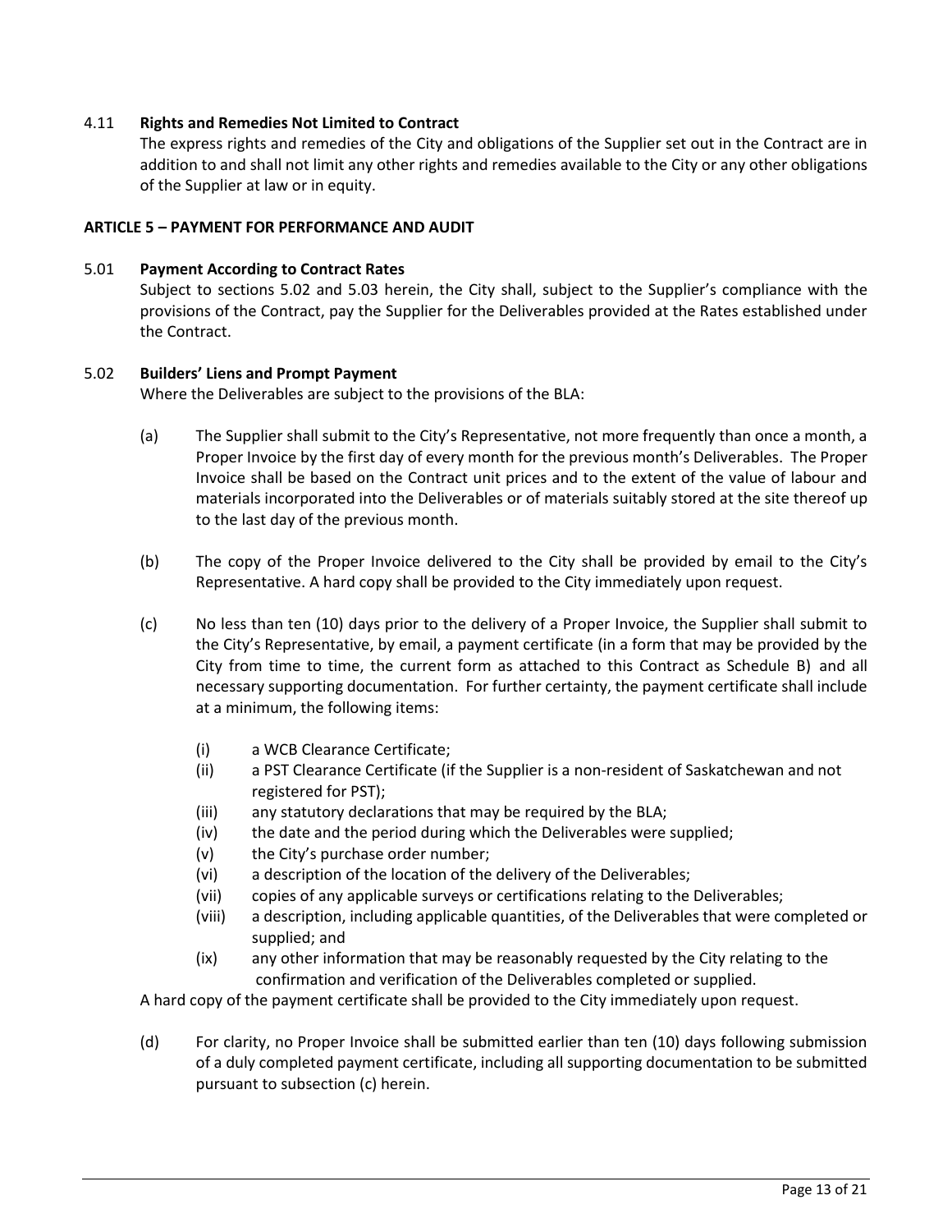4.11 **Rights and Remedies Not Limited to Contract**

The express rights and remedies of the City and obligations of the Supplier set out in the Contract are in addition to and shall not limit any other rights and remedies available to the City or any other obligations of the Supplier at law or in equity.

**ARTICLE 5 – PAYMENT FOR PERFORMANCE AND AUDIT**

5.01 **Payment According to Contract Rates**

Subject to sections 5.02 and 5.03 herein, the City shall, subject to the Supplier's compliance with the provisions of the Contract, pay the Supplier for the Deliverables provided at the Rates established under the Contract.

5.02 **Builders' Liens and Prompt Payment**

Where the Deliverables are subject to the provisions of the BLA:

(a) The Supplier shall submit to the City's Representative, not more frequently than once a month, a Proper Invoice by the first day of every month for the previous month's Deliverables. The Proper Invoice shall be based on the Contract unit prices and to the extent of the value of labour and materials incorporated into the Deliverables or of materials suitably stored at the site thereof up to the last day of the previous month.

(b) The copy of the Proper Invoice delivered to the City shall be provided by email to the City's Representative. A hard copy shall be provided to the City immediately upon request.

(c) No less than ten (10) days prior to the delivery of a Proper Invoice, the Supplier shall submit to the City's Representative, by email, a payment certificate (in a form that may be provided by the City from time to time, the current form as attached to this Contract as Schedule B) and all necessary supporting documentation. For further certainty, the payment certificate shall include at a minimum, the following items:

(i) a WCB Clearance Certificate;
(ii) a PST Clearance Certificate (if the Supplier is a non-resident of Saskatchewan and not registered for PST);
(iii) any statutory declarations that may be required by the BLA;
(iv) the date and the period during which the Deliverables were supplied;
(v) the City's purchase order number;
(vi) a description of the location of the delivery of the Deliverables;
(vii) copies of any applicable surveys or certifications relating to the Deliverables;
(viii) a description, including applicable quantities, of the Deliverables that were completed or supplied; and
(ix) any other information that may be reasonably requested by the City relating to the confirmation and verification of the Deliverables completed or supplied.

A hard copy of the payment certificate shall be provided to the City immediately upon request.

(d) For clarity, no Proper Invoice shall be submitted earlier than ten (10) days following submission of a duly completed payment certificate, including all supporting documentation to be submitted pursuant to subsection (c) herein.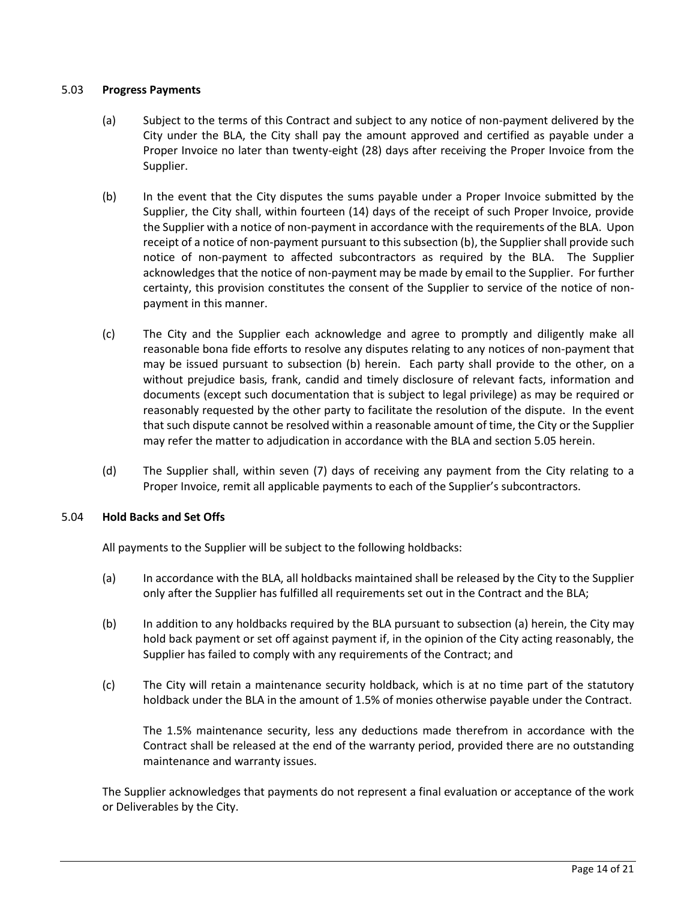## 5.03 **Progress Payments**

(a) Subject to the terms of this Contract and subject to any notice of non-payment delivered by the City under the BLA, the City shall pay the amount approved and certified as payable under a Proper Invoice no later than twenty-eight (28) days after receiving the Proper Invoice from the Supplier.

(b) In the event that the City disputes the sums payable under a Proper Invoice submitted by the Supplier, the City shall, within fourteen (14) days of the receipt of such Proper Invoice, provide the Supplier with a notice of non-payment in accordance with the requirements of the BLA. Upon receipt of a notice of non-payment pursuant to this subsection (b), the Supplier shall provide such notice of non-payment to affected subcontractors as required by the BLA. The Supplier acknowledges that the notice of non-payment may be made by email to the Supplier. For further certainty, this provision constitutes the consent of the Supplier to service of the notice of non-payment in this manner.

(c) The City and the Supplier each acknowledge and agree to promptly and diligently make all reasonable bona fide efforts to resolve any disputes relating to any notices of non-payment that may be issued pursuant to subsection (b) herein. Each party shall provide to the other, on a without prejudice basis, frank, candid and timely disclosure of relevant facts, information and documents (except such documentation that is subject to legal privilege) as may be required or reasonably requested by the other party to facilitate the resolution of the dispute. In the event that such dispute cannot be resolved within a reasonable amount of time, the City or the Supplier may refer the matter to adjudication in accordance with the BLA and section 5.05 herein.

(d) The Supplier shall, within seven (7) days of receiving any payment from the City relating to a Proper Invoice, remit all applicable payments to each of the Supplier's subcontractors.

## 5.04 **Hold Backs and Set Offs**

All payments to the Supplier will be subject to the following holdbacks:

(a) In accordance with the BLA, all holdbacks maintained shall be released by the City to the Supplier only after the Supplier has fulfilled all requirements set out in the Contract and the BLA;

(b) In addition to any holdbacks required by the BLA pursuant to subsection (a) herein, the City may hold back payment or set off against payment if, in the opinion of the City acting reasonably, the Supplier has failed to comply with any requirements of the Contract; and

(c) The City will retain a maintenance security holdback, which is at no time part of the statutory holdback under the BLA in the amount of 1.5% of monies otherwise payable under the Contract.

The 1.5% maintenance security, less any deductions made therefrom in accordance with the Contract shall be released at the end of the warranty period, provided there are no outstanding maintenance and warranty issues.

The Supplier acknowledges that payments do not represent a final evaluation or acceptance of the work or Deliverables by the City.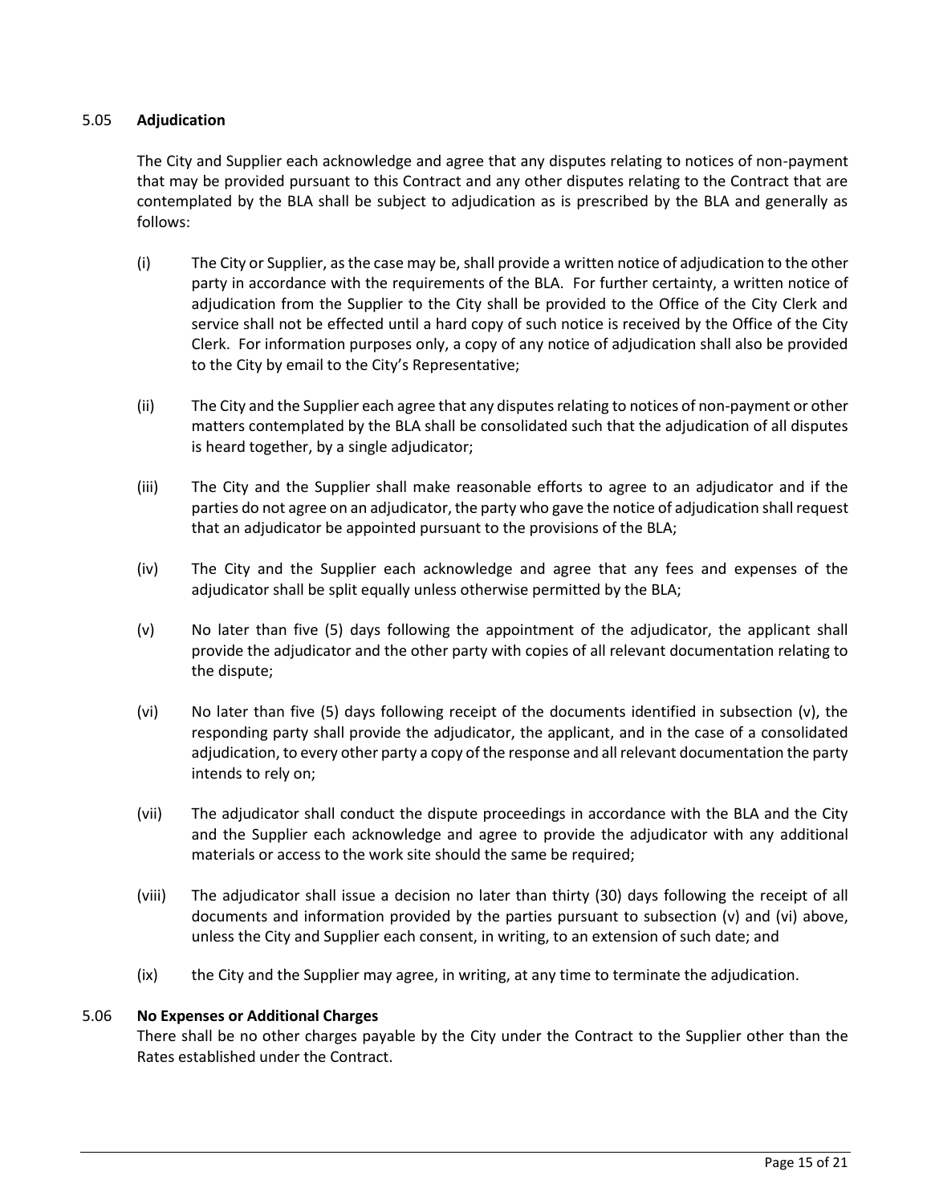### 5.05 **Adjudication**

The City and Supplier each acknowledge and agree that any disputes relating to notices of non-payment that may be provided pursuant to this Contract and any other disputes relating to the Contract that are contemplated by the BLA shall be subject to adjudication as is prescribed by the BLA and generally as follows:

(i) The City or Supplier, as the case may be, shall provide a written notice of adjudication to the other party in accordance with the requirements of the BLA. For further certainty, a written notice of adjudication from the Supplier to the City shall be provided to the Office of the City Clerk and service shall not be effected until a hard copy of such notice is received by the Office of the City Clerk. For information purposes only, a copy of any notice of adjudication shall also be provided to the City by email to the City's Representative;

(ii) The City and the Supplier each agree that any disputes relating to notices of non-payment or other matters contemplated by the BLA shall be consolidated such that the adjudication of all disputes is heard together, by a single adjudicator;

(iii) The City and the Supplier shall make reasonable efforts to agree to an adjudicator and if the parties do not agree on an adjudicator, the party who gave the notice of adjudication shall request that an adjudicator be appointed pursuant to the provisions of the BLA;

(iv) The City and the Supplier each acknowledge and agree that any fees and expenses of the adjudicator shall be split equally unless otherwise permitted by the BLA;

(v) No later than five (5) days following the appointment of the adjudicator, the applicant shall provide the adjudicator and the other party with copies of all relevant documentation relating to the dispute;

(vi) No later than five (5) days following receipt of the documents identified in subsection (v), the responding party shall provide the adjudicator, the applicant, and in the case of a consolidated adjudication, to every other party a copy of the response and all relevant documentation the party intends to rely on;

(vii) The adjudicator shall conduct the dispute proceedings in accordance with the BLA and the City and the Supplier each acknowledge and agree to provide the adjudicator with any additional materials or access to the work site should the same be required;

(viii) The adjudicator shall issue a decision no later than thirty (30) days following the receipt of all documents and information provided by the parties pursuant to subsection (v) and (vi) above, unless the City and Supplier each consent, in writing, to an extension of such date; and

(ix) the City and the Supplier may agree, in writing, at any time to terminate the adjudication.

### 5.06 **No Expenses or Additional Charges**

There shall be no other charges payable by the City under the Contract to the Supplier other than the Rates established under the Contract.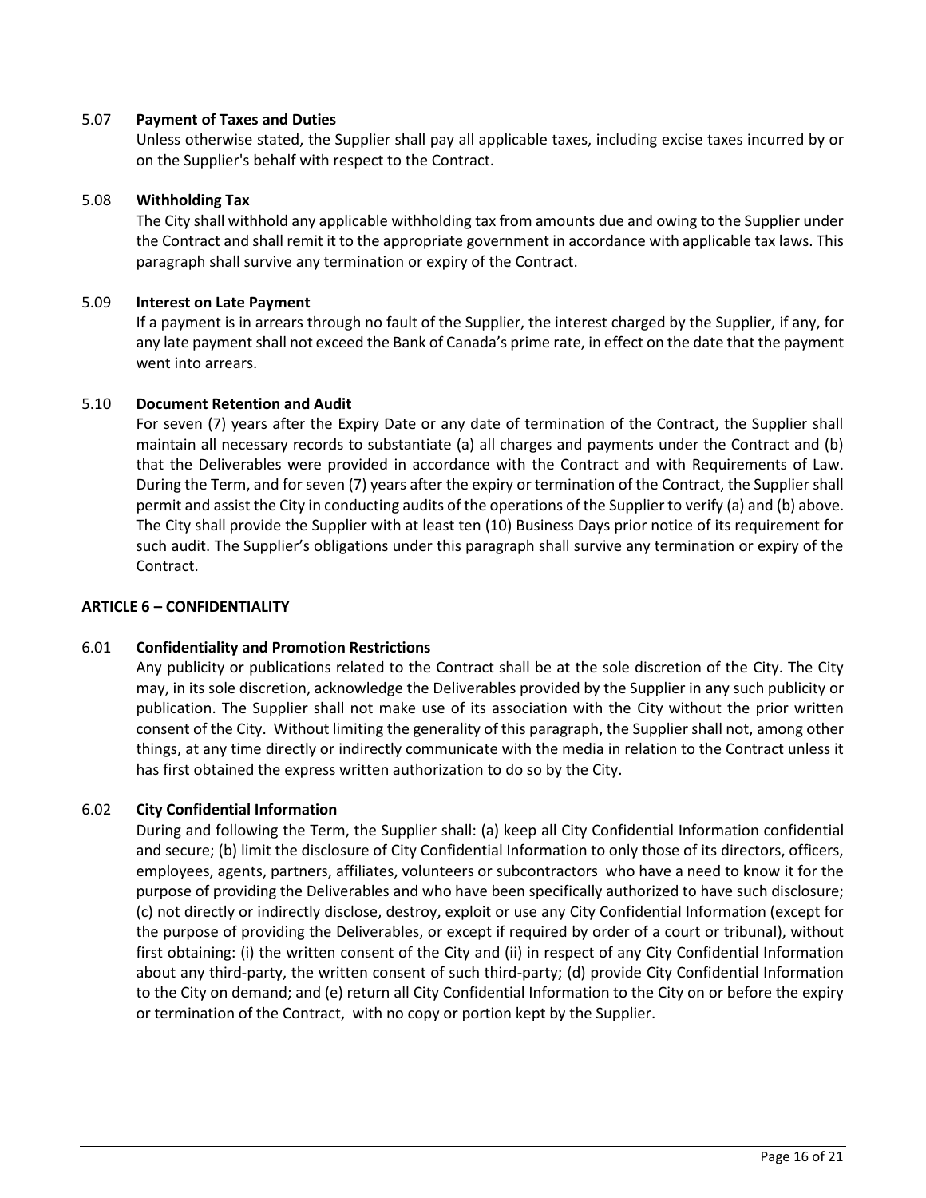### 5.07 **Payment of Taxes and Duties**

Unless otherwise stated, the Supplier shall pay all applicable taxes, including excise taxes incurred by or on the Supplier's behalf with respect to the Contract.

### 5.08 **Withholding Tax**

The City shall withhold any applicable withholding tax from amounts due and owing to the Supplier under the Contract and shall remit it to the appropriate government in accordance with applicable tax laws. This paragraph shall survive any termination or expiry of the Contract.

### 5.09 **Interest on Late Payment**

If a payment is in arrears through no fault of the Supplier, the interest charged by the Supplier, if any, for any late payment shall not exceed the Bank of Canada's prime rate, in effect on the date that the payment went into arrears.

### 5.10 **Document Retention and Audit**

For seven (7) years after the Expiry Date or any date of termination of the Contract, the Supplier shall maintain all necessary records to substantiate (a) all charges and payments under the Contract and (b) that the Deliverables were provided in accordance with the Contract and with Requirements of Law. During the Term, and for seven (7) years after the expiry or termination of the Contract, the Supplier shall permit and assist the City in conducting audits of the operations of the Supplier to verify (a) and (b) above. The City shall provide the Supplier with at least ten (10) Business Days prior notice of its requirement for such audit. The Supplier's obligations under this paragraph shall survive any termination or expiry of the Contract.

## ARTICLE 6 – CONFIDENTIALITY

### 6.01 **Confidentiality and Promotion Restrictions**

Any publicity or publications related to the Contract shall be at the sole discretion of the City. The City may, in its sole discretion, acknowledge the Deliverables provided by the Supplier in any such publicity or publication. The Supplier shall not make use of its association with the City without the prior written consent of the City. Without limiting the generality of this paragraph, the Supplier shall not, among other things, at any time directly or indirectly communicate with the media in relation to the Contract unless it has first obtained the express written authorization to do so by the City.

### 6.02 **City Confidential Information**

During and following the Term, the Supplier shall: (a) keep all City Confidential Information confidential and secure; (b) limit the disclosure of City Confidential Information to only those of its directors, officers, employees, agents, partners, affiliates, volunteers or subcontractors who have a need to know it for the purpose of providing the Deliverables and who have been specifically authorized to have such disclosure; (c) not directly or indirectly disclose, destroy, exploit or use any City Confidential Information (except for the purpose of providing the Deliverables, or except if required by order of a court or tribunal), without first obtaining: (i) the written consent of the City and (ii) in respect of any City Confidential Information about any third-party, the written consent of such third-party; (d) provide City Confidential Information to the City on demand; and (e) return all City Confidential Information to the City on or before the expiry or termination of the Contract, with no copy or portion kept by the Supplier.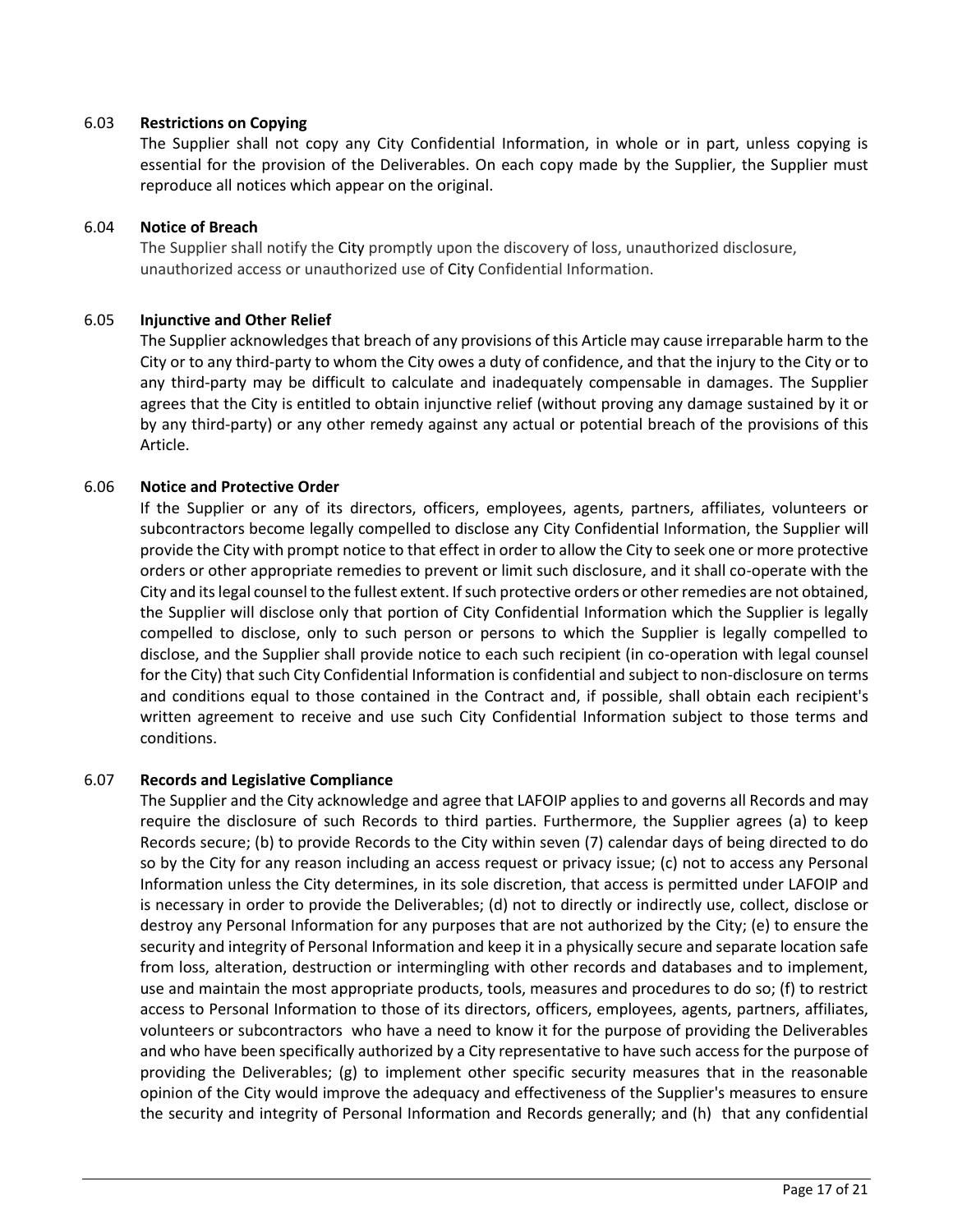### 6.03 **Restrictions on Copying**

The Supplier shall not copy any City Confidential Information, in whole or in part, unless copying is essential for the provision of the Deliverables. On each copy made by the Supplier, the Supplier must reproduce all notices which appear on the original.

### 6.04 **Notice of Breach**

The Supplier shall notify the City promptly upon the discovery of loss, unauthorized disclosure, unauthorized access or unauthorized use of City Confidential Information.

### 6.05 **Injunctive and Other Relief**

The Supplier acknowledges that breach of any provisions of this Article may cause irreparable harm to the City or to any third-party to whom the City owes a duty of confidence, and that the injury to the City or to any third-party may be difficult to calculate and inadequately compensable in damages. The Supplier agrees that the City is entitled to obtain injunctive relief (without proving any damage sustained by it or by any third-party) or any other remedy against any actual or potential breach of the provisions of this Article.

### 6.06 **Notice and Protective Order**

If the Supplier or any of its directors, officers, employees, agents, partners, affiliates, volunteers or subcontractors become legally compelled to disclose any City Confidential Information, the Supplier will provide the City with prompt notice to that effect in order to allow the City to seek one or more protective orders or other appropriate remedies to prevent or limit such disclosure, and it shall co-operate with the City and its legal counsel to the fullest extent. If such protective orders or other remedies are not obtained, the Supplier will disclose only that portion of City Confidential Information which the Supplier is legally compelled to disclose, only to such person or persons to which the Supplier is legally compelled to disclose, and the Supplier shall provide notice to each such recipient (in co-operation with legal counsel for the City) that such City Confidential Information is confidential and subject to non-disclosure on terms and conditions equal to those contained in the Contract and, if possible, shall obtain each recipient's written agreement to receive and use such City Confidential Information subject to those terms and conditions.

### 6.07 **Records and Legislative Compliance**

The Supplier and the City acknowledge and agree that LAFOIP applies to and governs all Records and may require the disclosure of such Records to third parties. Furthermore, the Supplier agrees (a) to keep Records secure; (b) to provide Records to the City within seven (7) calendar days of being directed to do so by the City for any reason including an access request or privacy issue; (c) not to access any Personal Information unless the City determines, in its sole discretion, that access is permitted under LAFOIP and is necessary in order to provide the Deliverables; (d) not to directly or indirectly use, collect, disclose or destroy any Personal Information for any purposes that are not authorized by the City; (e) to ensure the security and integrity of Personal Information and keep it in a physically secure and separate location safe from loss, alteration, destruction or intermingling with other records and databases and to implement, use and maintain the most appropriate products, tools, measures and procedures to do so; (f) to restrict access to Personal Information to those of its directors, officers, employees, agents, partners, affiliates, volunteers or subcontractors who have a need to know it for the purpose of providing the Deliverables and who have been specifically authorized by a City representative to have such access for the purpose of providing the Deliverables; (g) to implement other specific security measures that in the reasonable opinion of the City would improve the adequacy and effectiveness of the Supplier's measures to ensure the security and integrity of Personal Information and Records generally; and (h) that any confidential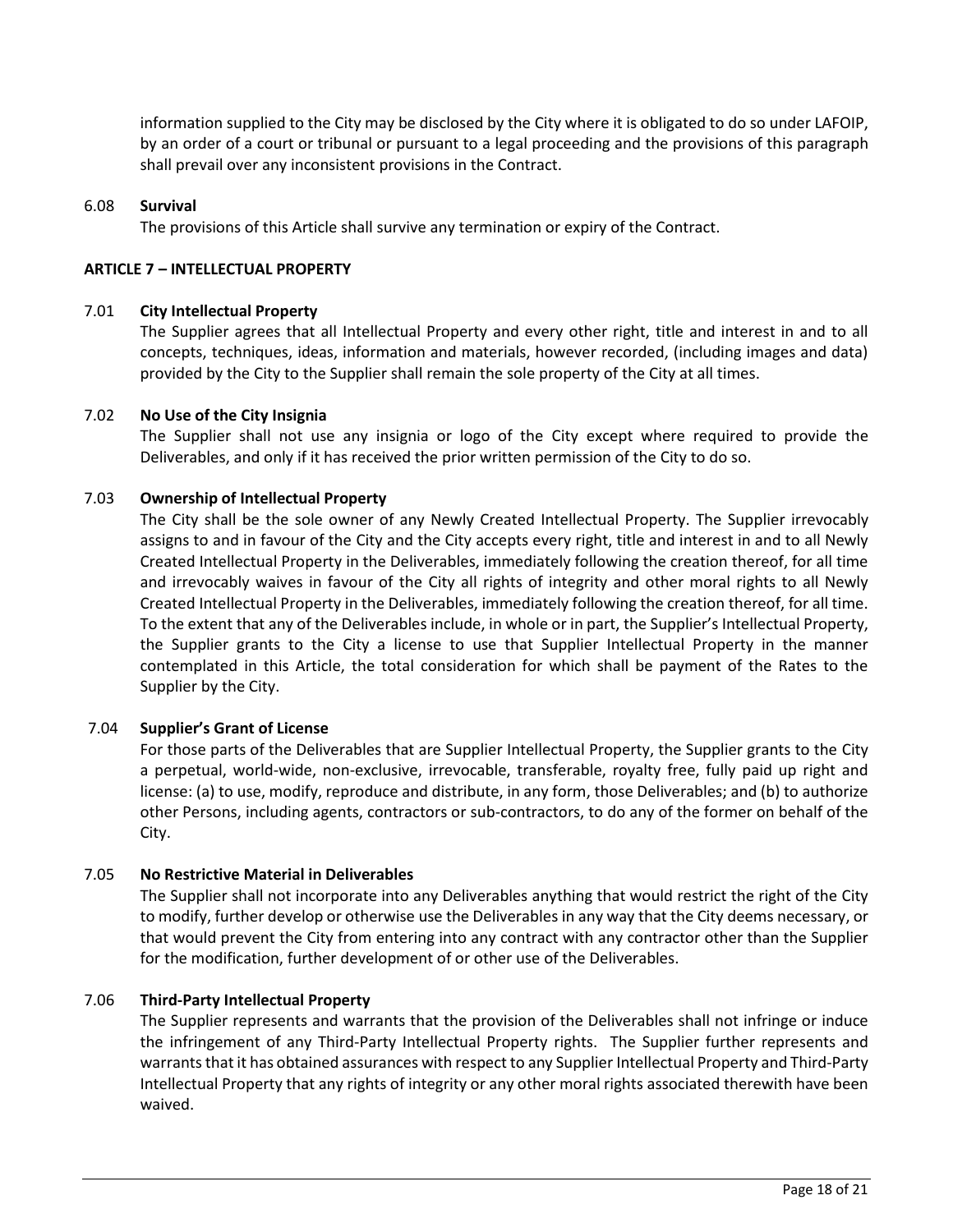information supplied to the City may be disclosed by the City where it is obligated to do so under LAFOIP, by an order of a court or tribunal or pursuant to a legal proceeding and the provisions of this paragraph shall prevail over any inconsistent provisions in the Contract.

6.08 **Survival**

The provisions of this Article shall survive any termination or expiry of the Contract.

**ARTICLE 7 – INTELLECTUAL PROPERTY**

7.01 **City Intellectual Property**

The Supplier agrees that all Intellectual Property and every other right, title and interest in and to all concepts, techniques, ideas, information and materials, however recorded, (including images and data) provided by the City to the Supplier shall remain the sole property of the City at all times.

7.02 **No Use of the City Insignia**

The Supplier shall not use any insignia or logo of the City except where required to provide the Deliverables, and only if it has received the prior written permission of the City to do so.

7.03 **Ownership of Intellectual Property**

The City shall be the sole owner of any Newly Created Intellectual Property. The Supplier irrevocably assigns to and in favour of the City and the City accepts every right, title and interest in and to all Newly Created Intellectual Property in the Deliverables, immediately following the creation thereof, for all time and irrevocably waives in favour of the City all rights of integrity and other moral rights to all Newly Created Intellectual Property in the Deliverables, immediately following the creation thereof, for all time. To the extent that any of the Deliverables include, in whole or in part, the Supplier's Intellectual Property, the Supplier grants to the City a license to use that Supplier Intellectual Property in the manner contemplated in this Article, the total consideration for which shall be payment of the Rates to the Supplier by the City.

7.04 **Supplier's Grant of License**

For those parts of the Deliverables that are Supplier Intellectual Property, the Supplier grants to the City a perpetual, world-wide, non-exclusive, irrevocable, transferable, royalty free, fully paid up right and license: (a) to use, modify, reproduce and distribute, in any form, those Deliverables; and (b) to authorize other Persons, including agents, contractors or sub-contractors, to do any of the former on behalf of the City.

7.05 **No Restrictive Material in Deliverables**

The Supplier shall not incorporate into any Deliverables anything that would restrict the right of the City to modify, further develop or otherwise use the Deliverables in any way that the City deems necessary, or that would prevent the City from entering into any contract with any contractor other than the Supplier for the modification, further development of or other use of the Deliverables.

7.06 **Third-Party Intellectual Property**

The Supplier represents and warrants that the provision of the Deliverables shall not infringe or induce the infringement of any Third-Party Intellectual Property rights. The Supplier further represents and warrants that it has obtained assurances with respect to any Supplier Intellectual Property and Third-Party Intellectual Property that any rights of integrity or any other moral rights associated therewith have been waived.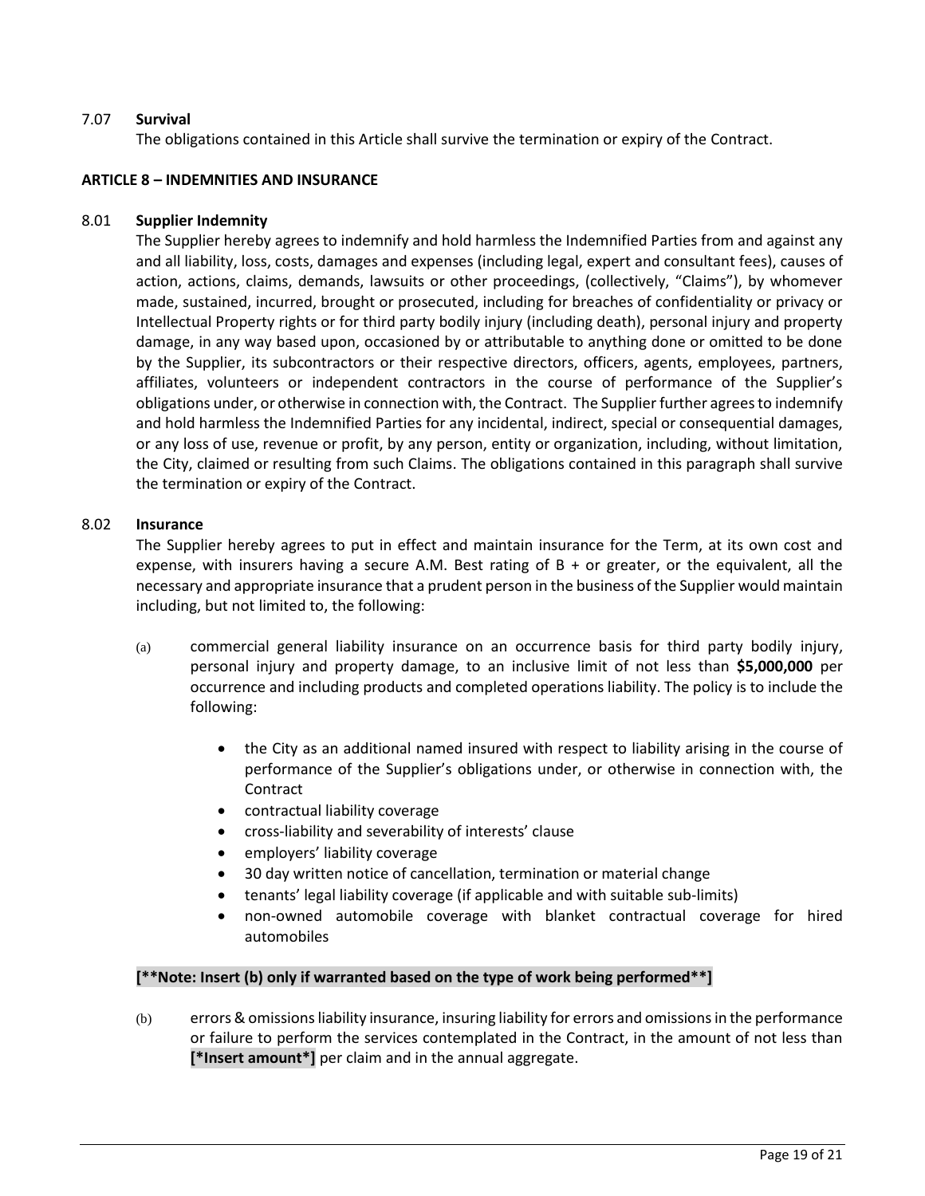7.07 **Survival**

The obligations contained in this Article shall survive the termination or expiry of the Contract.

**ARTICLE 8 – INDEMNITIES AND INSURANCE**

8.01 **Supplier Indemnity**

The Supplier hereby agrees to indemnify and hold harmless the Indemnified Parties from and against any and all liability, loss, costs, damages and expenses (including legal, expert and consultant fees), causes of action, actions, claims, demands, lawsuits or other proceedings, (collectively, "Claims"), by whomever made, sustained, incurred, brought or prosecuted, including for breaches of confidentiality or privacy or Intellectual Property rights or for third party bodily injury (including death), personal injury and property damage, in any way based upon, occasioned by or attributable to anything done or omitted to be done by the Supplier, its subcontractors or their respective directors, officers, agents, employees, partners, affiliates, volunteers or independent contractors in the course of performance of the Supplier's obligations under, or otherwise in connection with, the Contract. The Supplier further agrees to indemnify and hold harmless the Indemnified Parties for any incidental, indirect, special or consequential damages, or any loss of use, revenue or profit, by any person, entity or organization, including, without limitation, the City, claimed or resulting from such Claims. The obligations contained in this paragraph shall survive the termination or expiry of the Contract.

8.02 **Insurance**

The Supplier hereby agrees to put in effect and maintain insurance for the Term, at its own cost and expense, with insurers having a secure A.M. Best rating of B + or greater, or the equivalent, all the necessary and appropriate insurance that a prudent person in the business of the Supplier would maintain including, but not limited to, the following:

(a) commercial general liability insurance on an occurrence basis for third party bodily injury, personal injury and property damage, to an inclusive limit of not less than **$5,000,000** per occurrence and including products and completed operations liability. The policy is to include the following:

- the City as an additional named insured with respect to liability arising in the course of performance of the Supplier's obligations under, or otherwise in connection with, the Contract
- contractual liability coverage
- cross-liability and severability of interests' clause
- employers' liability coverage
- 30 day written notice of cancellation, termination or material change
- tenants' legal liability coverage (if applicable and with suitable sub-limits)
- non-owned automobile coverage with blanket contractual coverage for hired automobiles

**[**Note: Insert (b) only if warranted based on the type of work being performed**]**

(b) errors & omissions liability insurance, insuring liability for errors and omissions in the performance or failure to perform the services contemplated in the Contract, in the amount of not less than **[*Insert amount*]** per claim and in the annual aggregate.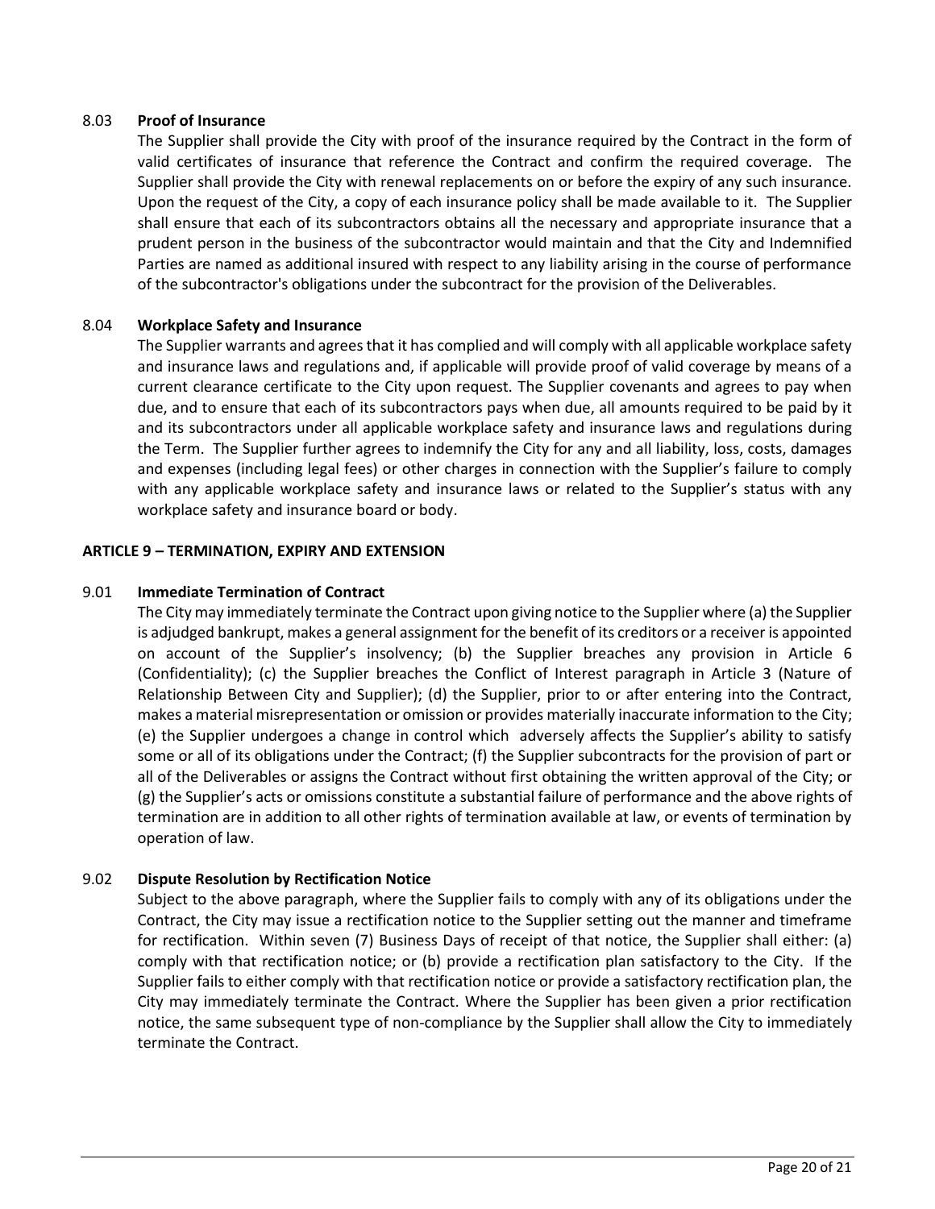### 8.03 **Proof of Insurance**

The Supplier shall provide the City with proof of the insurance required by the Contract in the form of valid certificates of insurance that reference the Contract and confirm the required coverage. The Supplier shall provide the City with renewal replacements on or before the expiry of any such insurance. Upon the request of the City, a copy of each insurance policy shall be made available to it. The Supplier shall ensure that each of its subcontractors obtains all the necessary and appropriate insurance that a prudent person in the business of the subcontractor would maintain and that the City and Indemnified Parties are named as additional insured with respect to any liability arising in the course of performance of the subcontractor's obligations under the subcontract for the provision of the Deliverables.

### 8.04 **Workplace Safety and Insurance**

The Supplier warrants and agrees that it has complied and will comply with all applicable workplace safety and insurance laws and regulations and, if applicable will provide proof of valid coverage by means of a current clearance certificate to the City upon request. The Supplier covenants and agrees to pay when due, and to ensure that each of its subcontractors pays when due, all amounts required to be paid by it and its subcontractors under all applicable workplace safety and insurance laws and regulations during the Term. The Supplier further agrees to indemnify the City for any and all liability, loss, costs, damages and expenses (including legal fees) or other charges in connection with the Supplier's failure to comply with any applicable workplace safety and insurance laws or related to the Supplier's status with any workplace safety and insurance board or body.

## ARTICLE 9 – TERMINATION, EXPIRY AND EXTENSION

### 9.01 **Immediate Termination of Contract**

The City may immediately terminate the Contract upon giving notice to the Supplier where (a) the Supplier is adjudged bankrupt, makes a general assignment for the benefit of its creditors or a receiver is appointed on account of the Supplier's insolvency; (b) the Supplier breaches any provision in Article 6 (Confidentiality); (c) the Supplier breaches the Conflict of Interest paragraph in Article 3 (Nature of Relationship Between City and Supplier); (d) the Supplier, prior to or after entering into the Contract, makes a material misrepresentation or omission or provides materially inaccurate information to the City; (e) the Supplier undergoes a change in control which adversely affects the Supplier's ability to satisfy some or all of its obligations under the Contract; (f) the Supplier subcontracts for the provision of part or all of the Deliverables or assigns the Contract without first obtaining the written approval of the City; or (g) the Supplier's acts or omissions constitute a substantial failure of performance and the above rights of termination are in addition to all other rights of termination available at law, or events of termination by operation of law.

### 9.02 **Dispute Resolution by Rectification Notice**

Subject to the above paragraph, where the Supplier fails to comply with any of its obligations under the Contract, the City may issue a rectification notice to the Supplier setting out the manner and timeframe for rectification. Within seven (7) Business Days of receipt of that notice, the Supplier shall either: (a) comply with that rectification notice; or (b) provide a rectification plan satisfactory to the City. If the Supplier fails to either comply with that rectification notice or provide a satisfactory rectification plan, the City may immediately terminate the Contract. Where the Supplier has been given a prior rectification notice, the same subsequent type of non-compliance by the Supplier shall allow the City to immediately terminate the Contract.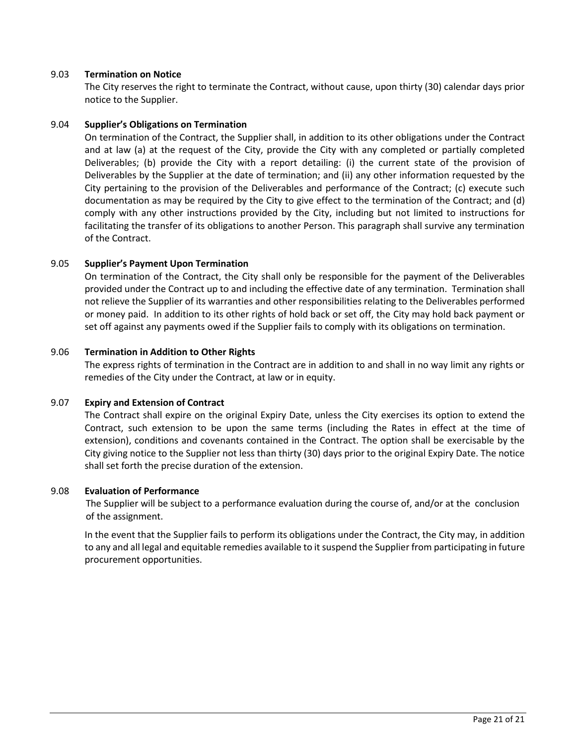### 9.03 **Termination on Notice**

The City reserves the right to terminate the Contract, without cause, upon thirty (30) calendar days prior notice to the Supplier.

### 9.04 **Supplier's Obligations on Termination**

On termination of the Contract, the Supplier shall, in addition to its other obligations under the Contract and at law (a) at the request of the City, provide the City with any completed or partially completed Deliverables; (b) provide the City with a report detailing: (i) the current state of the provision of Deliverables by the Supplier at the date of termination; and (ii) any other information requested by the City pertaining to the provision of the Deliverables and performance of the Contract; (c) execute such documentation as may be required by the City to give effect to the termination of the Contract; and (d) comply with any other instructions provided by the City, including but not limited to instructions for facilitating the transfer of its obligations to another Person. This paragraph shall survive any termination of the Contract.

### 9.05 **Supplier's Payment Upon Termination**

On termination of the Contract, the City shall only be responsible for the payment of the Deliverables provided under the Contract up to and including the effective date of any termination. Termination shall not relieve the Supplier of its warranties and other responsibilities relating to the Deliverables performed or money paid. In addition to its other rights of hold back or set off, the City may hold back payment or set off against any payments owed if the Supplier fails to comply with its obligations on termination.

### 9.06 **Termination in Addition to Other Rights**

The express rights of termination in the Contract are in addition to and shall in no way limit any rights or remedies of the City under the Contract, at law or in equity.

### 9.07 **Expiry and Extension of Contract**

The Contract shall expire on the original Expiry Date, unless the City exercises its option to extend the Contract, such extension to be upon the same terms (including the Rates in effect at the time of extension), conditions and covenants contained in the Contract. The option shall be exercisable by the City giving notice to the Supplier not less than thirty (30) days prior to the original Expiry Date. The notice shall set forth the precise duration of the extension.

### 9.08 **Evaluation of Performance**

The Supplier will be subject to a performance evaluation during the course of, and/or at the conclusion of the assignment.

In the event that the Supplier fails to perform its obligations under the Contract, the City may, in addition to any and all legal and equitable remedies available to it suspend the Supplier from participating in future procurement opportunities.